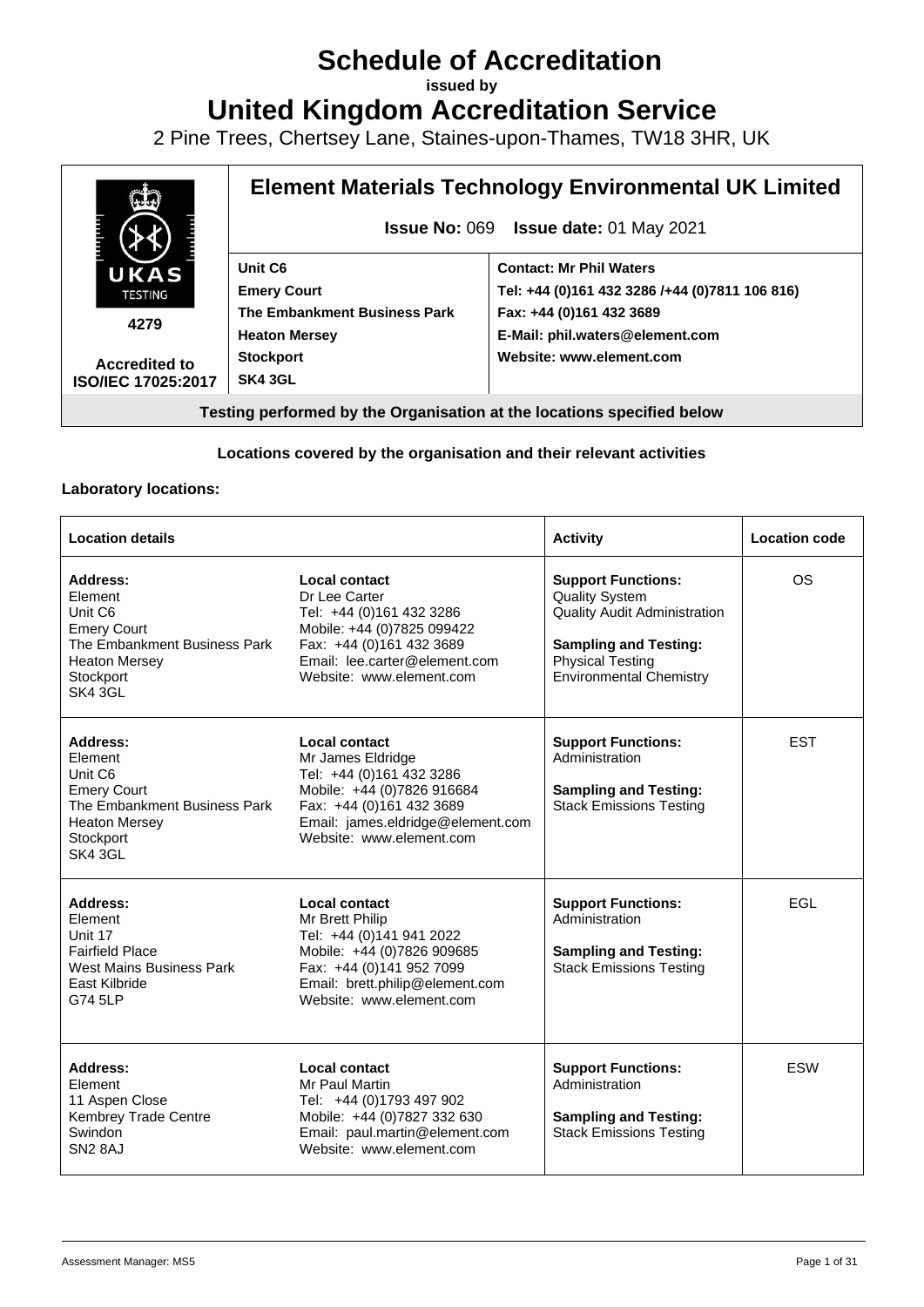# Schedule of Accreditation

**issued by**

# United Kingdom Accreditation Service

2 Pine Trees, Chertsey Lane, Staines-upon-Thames, TW18 3HR, UK

| UKAS TESTING 4279 Accredited to ISO/IEC 17025:2017 | **Element Materials Technology Environmental UK Limited** | |
|---|---|---|
| | **Issue No:** 069 **Issue date:** 01 May 2021 | |
| | **Unit C6**<br>**Emery Court**<br>**The Embankment Business Park**<br>**Heaton Mersey**<br>**Stockport**<br>**SK4 3GL** | **Contact: Mr Phil Waters**<br>**Tel: +44 (0)161 432 3286 /+44 (0)7811 106 816)**<br>**Fax: +44 (0)161 432 3689**<br>**E-Mail: phil.waters@element.com**<br>**Website: www.element.com** |
| **Testing performed by the Organisation at the locations specified below** | | |

**Locations covered by the organisation and their relevant activities**

**Laboratory locations:**

| Location details | | Activity | Location code |
|---|---|---|---|
| **Address:**<br>Element<br>Unit C6<br>Emery Court<br>The Embankment Business Park<br>Heaton Mersey<br>Stockport<br>SK4 3GL | **Local contact**<br>Dr Lee Carter<br>Tel: +44 (0)161 432 3286<br>Mobile: +44 (0)7825 099422<br>Fax: +44 (0)161 432 3689<br>Email: lee.carter@element.com<br>Website: www.element.com | **Support Functions:**<br>Quality System<br>Quality Audit Administration<br>**Sampling and Testing:**<br>Physical Testing<br>Environmental Chemistry | OS |
| **Address:**<br>Element<br>Unit C6<br>Emery Court<br>The Embankment Business Park<br>Heaton Mersey<br>Stockport<br>SK4 3GL | **Local contact**<br>Mr James Eldridge<br>Tel: +44 (0)161 432 3286<br>Mobile: +44 (0)7826 916684<br>Fax: +44 (0)161 432 3689<br>Email: james.eldridge@element.com<br>Website: www.element.com | **Support Functions:**<br>Administration<br>**Sampling and Testing:**<br>Stack Emissions Testing | EST |
| **Address:**<br>Element<br>Unit 17<br>Fairfield Place<br>West Mains Business Park<br>East Kilbride<br>G74 5LP | **Local contact**<br>Mr Brett Philip<br>Tel: +44 (0)141 941 2022<br>Mobile: +44 (0)7826 909685<br>Fax: +44 (0)141 952 7099<br>Email: brett.philip@element.com<br>Website: www.element.com | **Support Functions:**<br>Administration<br>**Sampling and Testing:**<br>Stack Emissions Testing | EGL |
| **Address:**<br>Element<br>11 Aspen Close<br>Kembrey Trade Centre<br>Swindon<br>SN2 8AJ | **Local contact**<br>Mr Paul Martin<br>Tel: +44 (0)1793 497 902<br>Mobile: +44 (0)7827 332 630<br>Email: paul.martin@element.com<br>Website: www.element.com | **Support Functions:**<br>Administration<br>**Sampling and Testing:**<br>Stack Emissions Testing | ESW |

Assessment Manager: MS5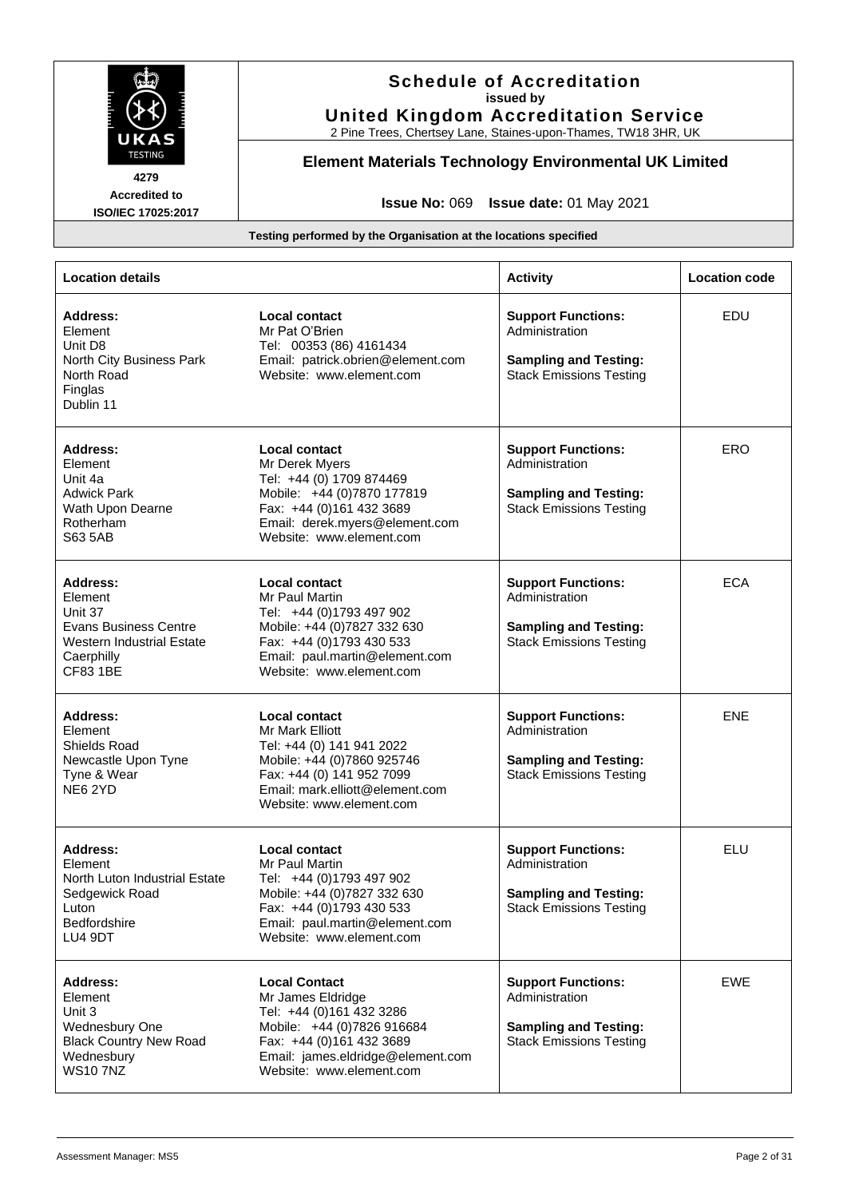# Schedule of Accreditation
**issued by**
**United Kingdom Accreditation Service**
2 Pine Trees, Chertsey Lane, Staines-upon-Thames, TW18 3HR, UK

**4279**
**Accredited to ISO/IEC 17025:2017**

## Element Materials Technology Environmental UK Limited

**Issue No:** 069 **Issue date:** 01 May 2021

**Testing performed by the Organisation at the locations specified**

| Location details | | Activity | Location code |
|---|---|---|---|
| **Address:**<br>Element<br>Unit D8<br>North City Business Park<br>North Road<br>Finglas<br>Dublin 11 | **Local contact**<br>Mr Pat O'Brien<br>Tel: 00353 (86) 4161434<br>Email: patrick.obrien@element.com<br>Website: www.element.com | **Support Functions:**<br>Administration<br><br>**Sampling and Testing:**<br>Stack Emissions Testing | EDU |
| **Address:**<br>Element<br>Unit 4a<br>Adwick Park<br>Wath Upon Dearne<br>Rotherham<br>S63 5AB | **Local contact**<br>Mr Derek Myers<br>Tel: +44 (0) 1709 874469<br>Mobile: +44 (0)7870 177819<br>Fax: +44 (0)161 432 3689<br>Email: derek.myers@element.com<br>Website: www.element.com | **Support Functions:**<br>Administration<br><br>**Sampling and Testing:**<br>Stack Emissions Testing | ERO |
| **Address:**<br>Element<br>Unit 37<br>Evans Business Centre<br>Western Industrial Estate<br>Caerphilly<br>CF83 1BE | **Local contact**<br>Mr Paul Martin<br>Tel: +44 (0)1793 497 902<br>Mobile: +44 (0)7827 332 630<br>Fax: +44 (0)1793 430 533<br>Email: paul.martin@element.com<br>Website: www.element.com | **Support Functions:**<br>Administration<br><br>**Sampling and Testing:**<br>Stack Emissions Testing | ECA |
| **Address:**<br>Element<br>Shields Road<br>Newcastle Upon Tyne<br>Tyne & Wear<br>NE6 2YD | **Local contact**<br>Mr Mark Elliott<br>Tel: +44 (0) 141 941 2022<br>Mobile: +44 (0)7860 925746<br>Fax: +44 (0) 141 952 7099<br>Email: mark.elliott@element.com<br>Website: www.element.com | **Support Functions:**<br>Administration<br><br>**Sampling and Testing:**<br>Stack Emissions Testing | ENE |
| **Address:**<br>Element<br>North Luton Industrial Estate<br>Sedgewick Road<br>Luton<br>Bedfordshire<br>LU4 9DT | **Local contact**<br>Mr Paul Martin<br>Tel: +44 (0)1793 497 902<br>Mobile: +44 (0)7827 332 630<br>Fax: +44 (0)1793 430 533<br>Email: paul.martin@element.com<br>Website: www.element.com | **Support Functions:**<br>Administration<br><br>**Sampling and Testing:**<br>Stack Emissions Testing | ELU |
| **Address:**<br>Element<br>Unit 3<br>Wednesbury One<br>Black Country New Road<br>Wednesbury<br>WS10 7NZ | **Local Contact**<br>Mr James Eldridge<br>Tel: +44 (0)161 432 3286<br>Mobile: +44 (0)7826 916684<br>Fax: +44 (0)161 432 3689<br>Email: james.eldridge@element.com<br>Website: www.element.com | **Support Functions:**<br>Administration<br><br>**Sampling and Testing:**<br>Stack Emissions Testing | EWE |

Assessment Manager: MS5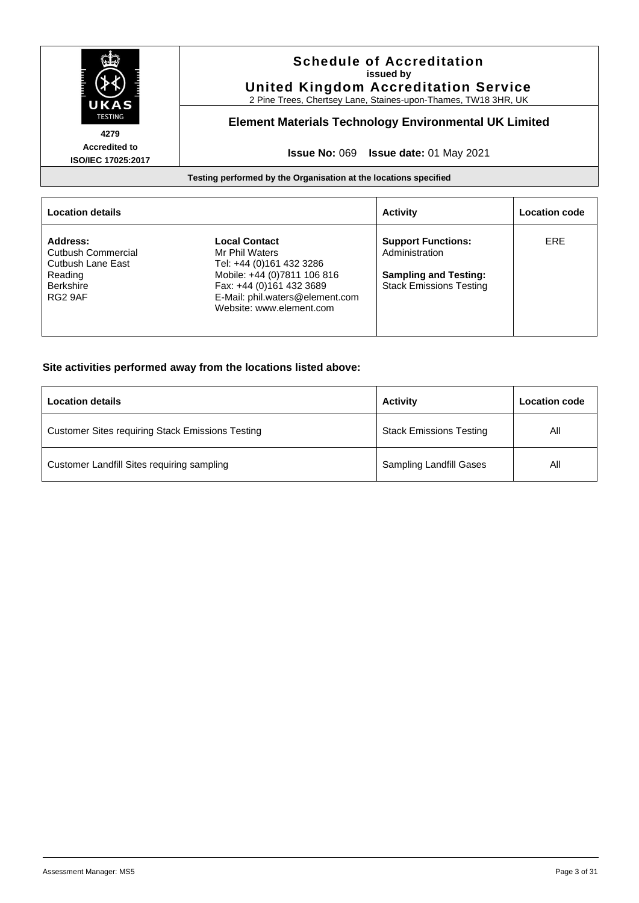# Schedule of Accreditation

**issued by**

## United Kingdom Accreditation Service

2 Pine Trees, Chertsey Lane, Staines-upon-Thames, TW18 3HR, UK

**4279**

**Accredited to ISO/IEC 17025:2017**

## Element Materials Technology Environmental UK Limited

**Issue No:** 069 **Issue date:** 01 May 2021

**Testing performed by the Organisation at the locations specified**

| Location details | | Activity | Location code |
|---|---|---|---|
| **Address:**<br>Cutbush Commercial<br>Cutbush Lane East<br>Reading<br>Berkshire<br>RG2 9AF | **Local Contact**<br>Mr Phil Waters<br>Tel: +44 (0)161 432 3286<br>Mobile: +44 (0)7811 106 816<br>Fax: +44 (0)161 432 3689<br>E-Mail: phil.waters@element.com<br>Website: www.element.com | **Support Functions:**<br>Administration<br><br>**Sampling and Testing:**<br>Stack Emissions Testing | ERE |

**Site activities performed away from the locations listed above:**

| Location details | Activity | Location code |
|---|---|---|
| Customer Sites requiring Stack Emissions Testing | Stack Emissions Testing | All |
| Customer Landfill Sites requiring sampling | Sampling Landfill Gases | All |

Assessment Manager: MS5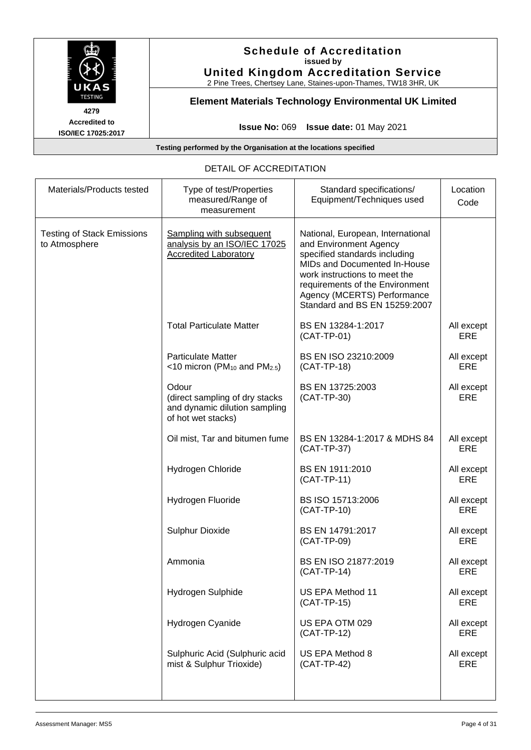# Schedule of Accreditation
**issued by**
**United Kingdom Accreditation Service**
2 Pine Trees, Chertsey Lane, Staines-upon-Thames, TW18 3HR, UK

**4279**
**Accredited to ISO/IEC 17025:2017**

## Element Materials Technology Environmental UK Limited

**Issue No:** 069 **Issue date:** 01 May 2021

**Testing performed by the Organisation at the locations specified**

DETAIL OF ACCREDITATION

| Materials/Products tested | Type of test/Properties measured/Range of measurement | Standard specifications/ Equipment/Techniques used | Location Code |
|---|---|---|---|
| Testing of Stack Emissions to Atmosphere | Sampling with subsequent analysis by an ISO/IEC 17025 Accredited Laboratory | National, European, International and Environment Agency specified standards including MIDs and Documented In-House work instructions to meet the requirements of the Environment Agency (MCERTS) Performance Standard and BS EN 15259:2007 | |
| | Total Particulate Matter | BS EN 13284-1:2017 (CAT-TP-01) | All except ERE |
| | Particulate Matter <10 micron ($PM_{10}$ and $PM_{2.5}$) | BS EN ISO 23210:2009 (CAT-TP-18) | All except ERE |
| | Odour (direct sampling of dry stacks and dynamic dilution sampling of hot wet stacks) | BS EN 13725:2003 (CAT-TP-30) | All except ERE |
| | Oil mist, Tar and bitumen fume | BS EN 13284-1:2017 & MDHS 84 (CAT-TP-37) | All except ERE |
| | Hydrogen Chloride | BS EN 1911:2010 (CAT-TP-11) | All except ERE |
| | Hydrogen Fluoride | BS ISO 15713:2006 (CAT-TP-10) | All except ERE |
| | Sulphur Dioxide | BS EN 14791:2017 (CAT-TP-09) | All except ERE |
| | Ammonia | BS EN ISO 21877:2019 (CAT-TP-14) | All except ERE |
| | Hydrogen Sulphide | US EPA Method 11 (CAT-TP-15) | All except ERE |
| | Hydrogen Cyanide | US EPA OTM 029 (CAT-TP-12) | All except ERE |
| | Sulphuric Acid (Sulphuric acid mist & Sulphur Trioxide) | US EPA Method 8 (CAT-TP-42) | All except ERE |

Assessment Manager: MS5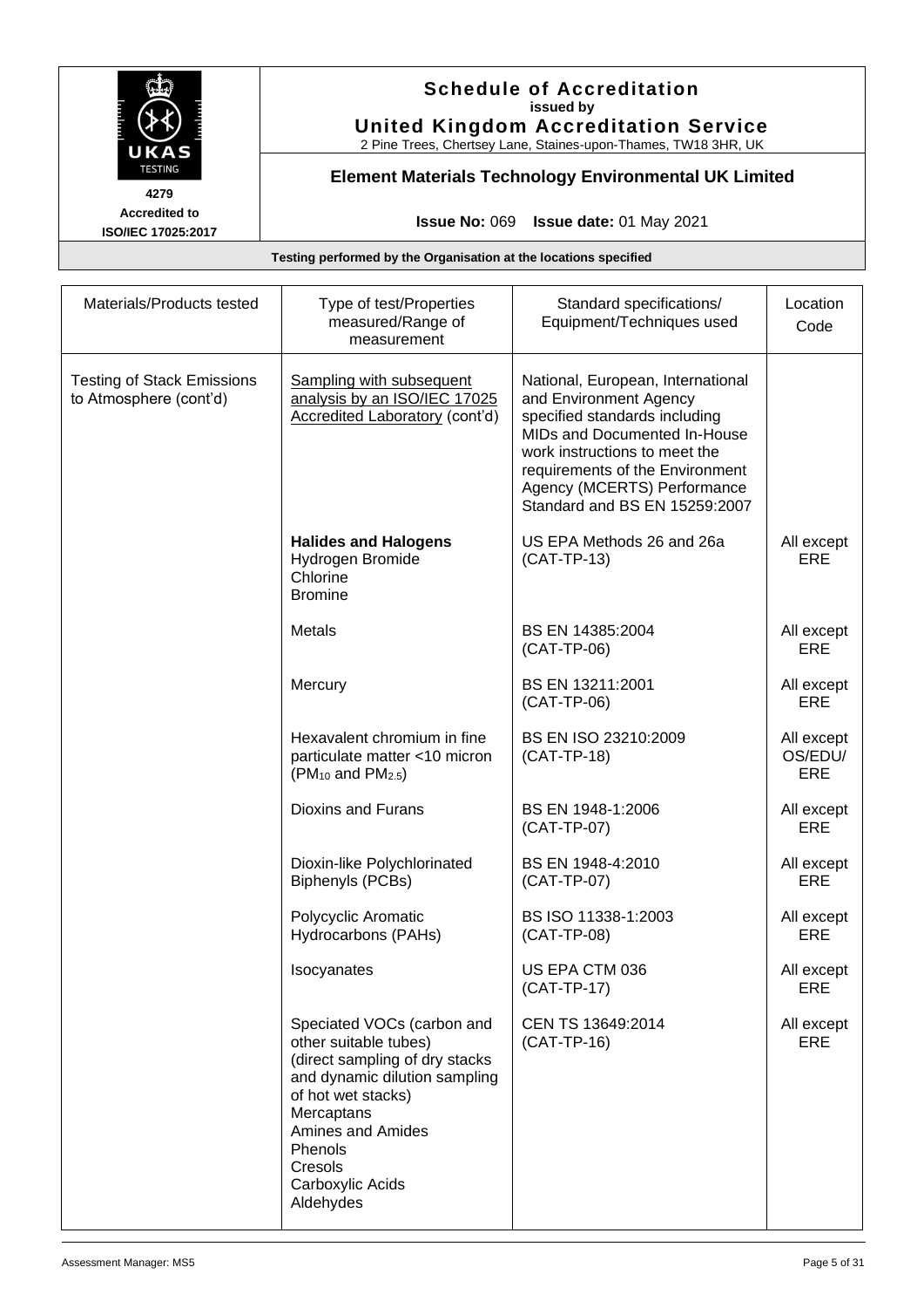# Schedule of Accreditation

**issued by**

**United Kingdom Accreditation Service**

2 Pine Trees, Chertsey Lane, Staines-upon-Thames, TW18 3HR, UK

UKAS TESTING

4279

**Accredited to ISO/IEC 17025:2017**

## Element Materials Technology Environmental UK Limited

**Issue No:** 069 **Issue date:** 01 May 2021

**Testing performed by the Organisation at the locations specified**

| Materials/Products tested | Type of test/Properties measured/Range of measurement | Standard specifications/ Equipment/Techniques used | Location Code |
|---|---|---|---|
| Testing of Stack Emissions to Atmosphere (cont'd) | Sampling with subsequent analysis by an ISO/IEC 17025 Accredited Laboratory (cont'd) | National, European, International and Environment Agency specified standards including MIDs and Documented In-House work instructions to meet the requirements of the Environment Agency (MCERTS) Performance Standard and BS EN 15259:2007 | |
| | **Halides and Halogens**<br>Hydrogen Bromide<br>Chlorine<br>Bromine | US EPA Methods 26 and 26a (CAT-TP-13) | All except ERE |
| | Metals | BS EN 14385:2004 (CAT-TP-06) | All except ERE |
| | Mercury | BS EN 13211:2001 (CAT-TP-06) | All except ERE |
| | Hexavalent chromium in fine particulate matter <10 micron ($PM_{10}$ and $PM_{2.5}$) | BS EN ISO 23210:2009 (CAT-TP-18) | All except OS/EDU/ ERE |
| | Dioxins and Furans | BS EN 1948-1:2006 (CAT-TP-07) | All except ERE |
| | Dioxin-like Polychlorinated Biphenyls (PCBs) | BS EN 1948-4:2010 (CAT-TP-07) | All except ERE |
| | Polycyclic Aromatic Hydrocarbons (PAHs) | BS ISO 11338-1:2003 (CAT-TP-08) | All except ERE |
| | Isocyanates | US EPA CTM 036 (CAT-TP-17) | All except ERE |
| | Speciated VOCs (carbon and other suitable tubes) (direct sampling of dry stacks and dynamic dilution sampling of hot wet stacks)<br>Mercaptans<br>Amines and Amides<br>Phenols<br>Cresols<br>Carboxylic Acids<br>Aldehydes | CEN TS 13649:2014 (CAT-TP-16) | All except ERE |

Assessment Manager: MS5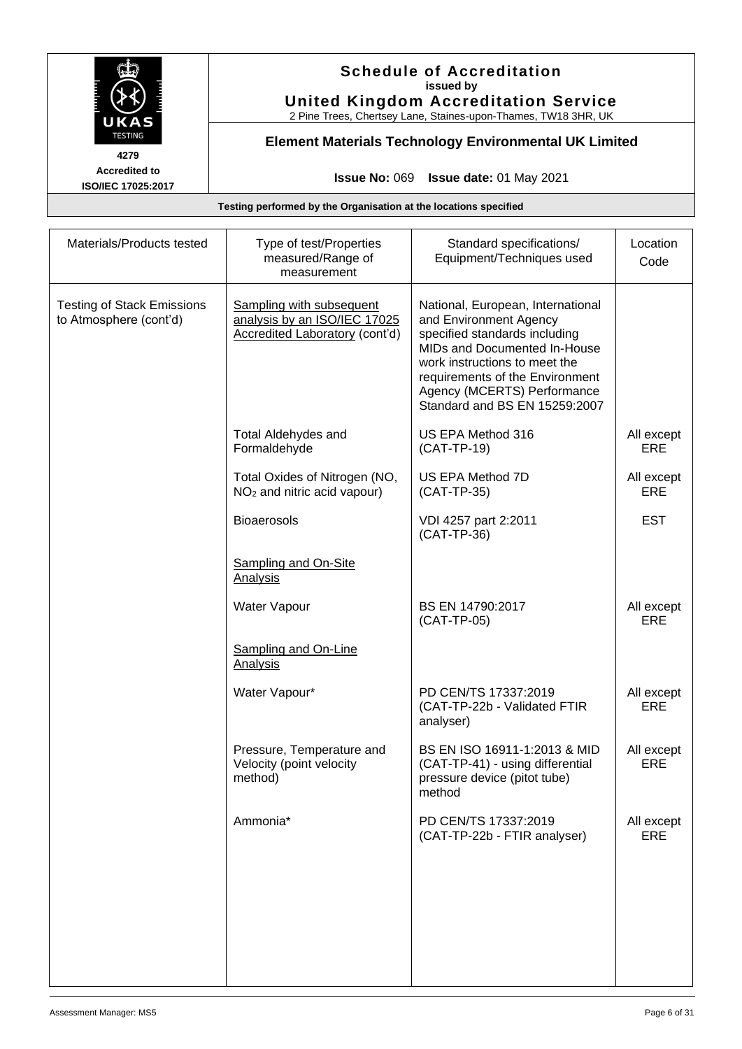# Schedule of Accreditation

issued by

**United Kingdom Accreditation Service**

2 Pine Trees, Chertsey Lane, Staines-upon-Thames, TW18 3HR, UK

4279

Accredited to ISO/IEC 17025:2017

## Element Materials Technology Environmental UK Limited

**Issue No:** 069 **Issue date:** 01 May 2021

**Testing performed by the Organisation at the locations specified**

| Materials/Products tested | Type of test/Properties measured/Range of measurement | Standard specifications/ Equipment/Techniques used | Location Code |
|---|---|---|---|
| Testing of Stack Emissions to Atmosphere (cont'd) | Sampling with subsequent analysis by an ISO/IEC 17025 Accredited Laboratory (cont'd) | National, European, International and Environment Agency specified standards including MIDs and Documented In-House work instructions to meet the requirements of the Environment Agency (MCERTS) Performance Standard and BS EN 15259:2007 | |
| | Total Aldehydes and Formaldehyde | US EPA Method 316 (CAT-TP-19) | All except ERE |
| | Total Oxides of Nitrogen (NO, $NO_2$ and nitric acid vapour) | US EPA Method 7D (CAT-TP-35) | All except ERE |
| | Bioaerosols | VDI 4257 part 2:2011 (CAT-TP-36) | EST |
| | Sampling and On-Site Analysis | | |
| | Water Vapour | BS EN 14790:2017 (CAT-TP-05) | All except ERE |
| | Sampling and On-Line Analysis | | |
| | Water Vapour* | PD CEN/TS 17337:2019 (CAT-TP-22b - Validated FTIR analyser) | All except ERE |
| | Pressure, Temperature and Velocity (point velocity method) | BS EN ISO 16911-1:2013 & MID (CAT-TP-41) - using differential pressure device (pitot tube) method | All except ERE |
| | Ammonia* | PD CEN/TS 17337:2019 (CAT-TP-22b - FTIR analyser) | All except ERE |

Assessment Manager: MS5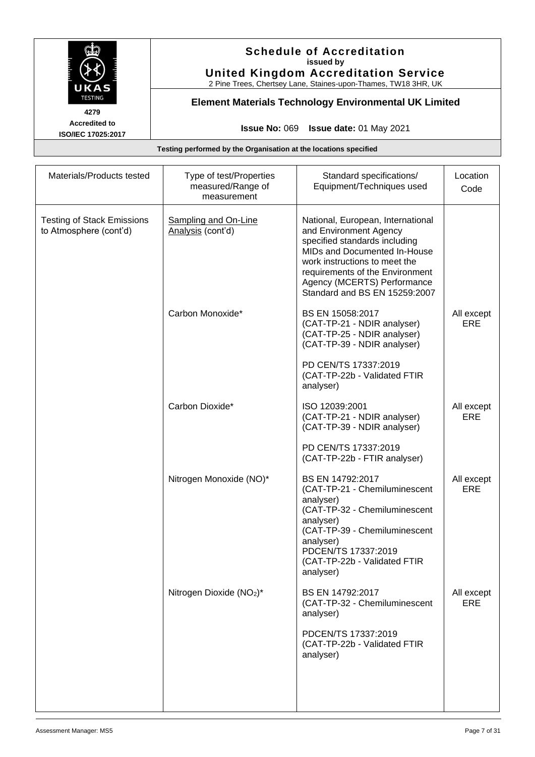# Schedule of Accreditation

**issued by**

**United Kingdom Accreditation Service**

2 Pine Trees, Chertsey Lane, Staines-upon-Thames, TW18 3HR, UK

**4279**

**Accredited to ISO/IEC 17025:2017**

## Element Materials Technology Environmental UK Limited

**Issue No:** 069 **Issue date:** 01 May 2021

**Testing performed by the Organisation at the locations specified**

| Materials/Products tested | Type of test/Properties measured/Range of measurement | Standard specifications/ Equipment/Techniques used | Location Code |
|---|---|---|---|
| Testing of Stack Emissions to Atmosphere (cont'd) | Sampling and On-Line Analysis (cont'd) | National, European, International and Environment Agency specified standards including MIDs and Documented In-House work instructions to meet the requirements of the Environment Agency (MCERTS) Performance Standard and BS EN 15259:2007 | |
| | Carbon Monoxide* | BS EN 15058:2017<br>(CAT-TP-21 - NDIR analyser)<br>(CAT-TP-25 - NDIR analyser)<br>(CAT-TP-39 - NDIR analyser)<br><br>PD CEN/TS 17337:2019<br>(CAT-TP-22b - Validated FTIR analyser) | All except ERE |
| | Carbon Dioxide* | ISO 12039:2001<br>(CAT-TP-21 - NDIR analyser)<br>(CAT-TP-39 - NDIR analyser)<br><br>PD CEN/TS 17337:2019<br>(CAT-TP-22b - FTIR analyser) | All except ERE |
| | Nitrogen Monoxide (NO)* | BS EN 14792:2017<br>(CAT-TP-21 - Chemiluminescent analyser)<br>(CAT-TP-32 - Chemiluminescent analyser)<br>(CAT-TP-39 - Chemiluminescent analyser)<br>PDCEN/TS 17337:2019<br>(CAT-TP-22b - Validated FTIR analyser) | All except ERE |
| | Nitrogen Dioxide ($NO_2$)* | BS EN 14792:2017<br>(CAT-TP-32 - Chemiluminescent analyser)<br><br>PDCEN/TS 17337:2019<br>(CAT-TP-22b - Validated FTIR analyser) | All except ERE |

Assessment Manager: MS5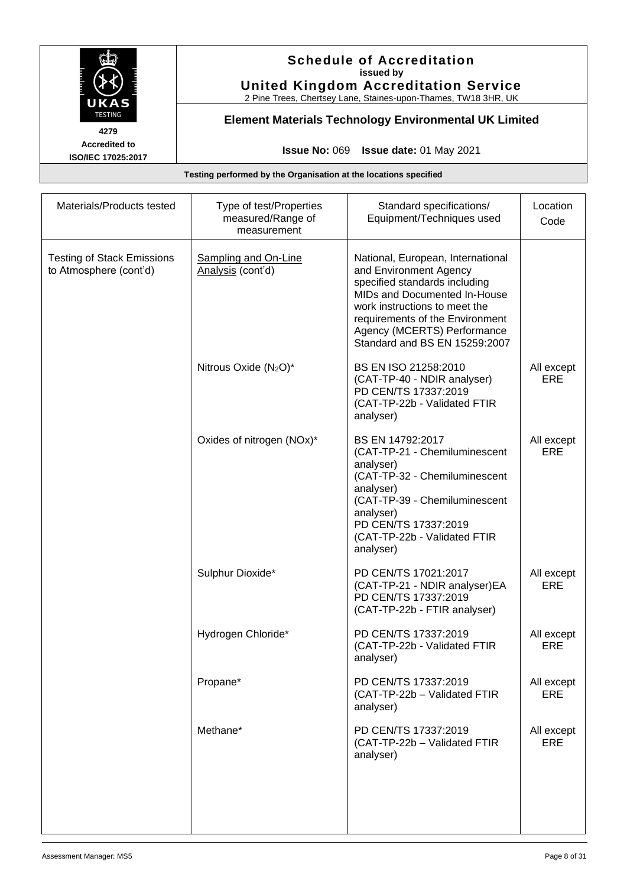**Schedule of Accreditation**
**issued by**
**United Kingdom Accreditation Service**
2 Pine Trees, Chertsey Lane, Staines-upon-Thames, TW18 3HR, UK

4279
Accredited to
ISO/IEC 17025:2017

**Element Materials Technology Environmental UK Limited**

**Issue No:** 069 **Issue date:** 01 May 2021

**Testing performed by the Organisation at the locations specified**

| Materials/Products tested | Type of test/Properties measured/Range of measurement | Standard specifications/ Equipment/Techniques used | Location Code |
|---|---|---|---|
| Testing of Stack Emissions to Atmosphere (cont'd) | Sampling and On-Line Analysis (cont'd) | National, European, International and Environment Agency specified standards including MIDs and Documented In-House work instructions to meet the requirements of the Environment Agency (MCERTS) Performance Standard and BS EN 15259:2007 | |
| | Nitrous Oxide ($N_2O$)* | BS EN ISO 21258:2010 (CAT-TP-40 - NDIR analyser) PD CEN/TS 17337:2019 (CAT-TP-22b - Validated FTIR analyser) | All except ERE |
| | Oxides of nitrogen (NOx)* | BS EN 14792:2017 (CAT-TP-21 - Chemiluminescent analyser) (CAT-TP-32 - Chemiluminescent analyser) (CAT-TP-39 - Chemiluminescent analyser) PD CEN/TS 17337:2019 (CAT-TP-22b - Validated FTIR analyser) | All except ERE |
| | Sulphur Dioxide* | PD CEN/TS 17021:2017 (CAT-TP-21 - NDIR analyser)EA PD CEN/TS 17337:2019 (CAT-TP-22b - FTIR analyser) | All except ERE |
| | Hydrogen Chloride* | PD CEN/TS 17337:2019 (CAT-TP-22b - Validated FTIR analyser) | All except ERE |
| | Propane* | PD CEN/TS 17337:2019 (CAT-TP-22b – Validated FTIR analyser) | All except ERE |
| | Methane* | PD CEN/TS 17337:2019 (CAT-TP-22b – Validated FTIR analyser) | All except ERE |

Assessment Manager: MS5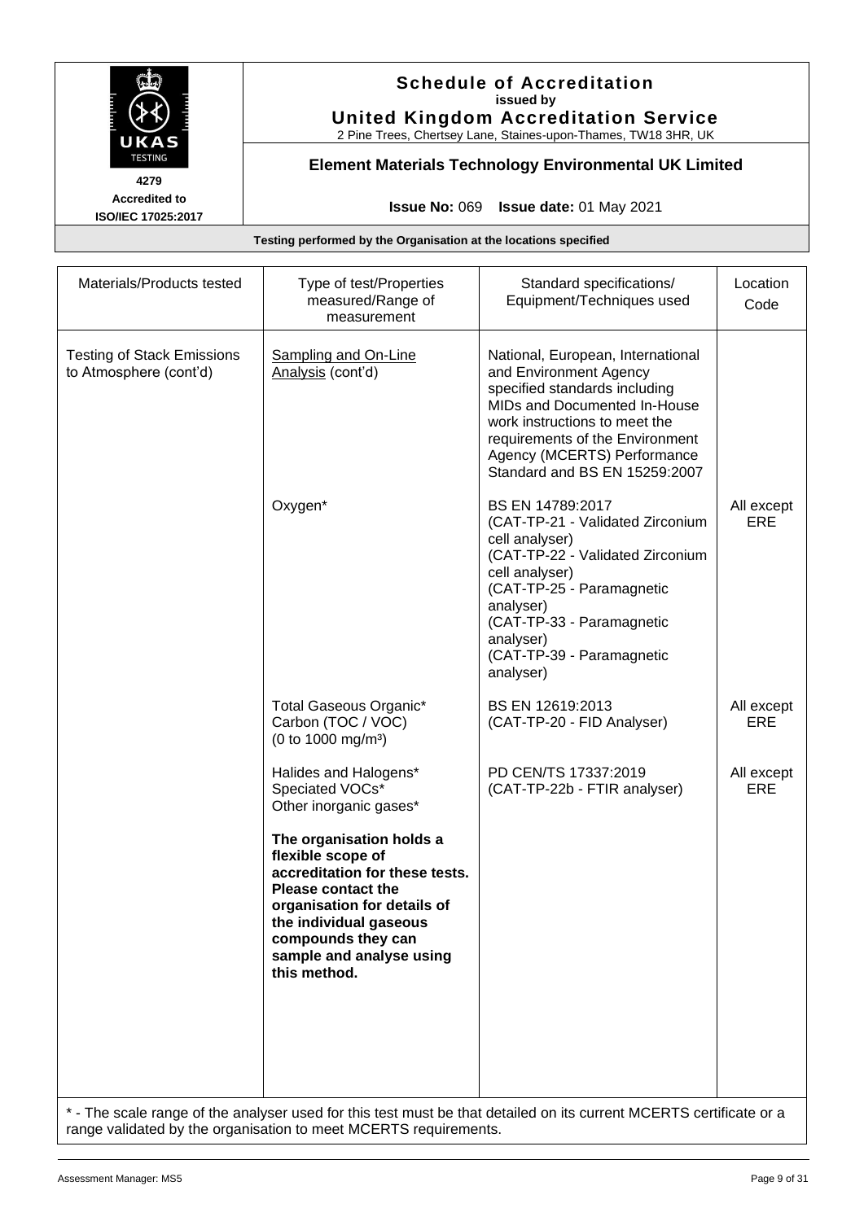# Schedule of Accreditation

issued by

**United Kingdom Accreditation Service**

2 Pine Trees, Chertsey Lane, Staines-upon-Thames, TW18 3HR, UK

4279

Accredited to ISO/IEC 17025:2017

## Element Materials Technology Environmental UK Limited

**Issue No:** 069 **Issue date:** 01 May 2021

**Testing performed by the Organisation at the locations specified**

| Materials/Products tested | Type of test/Properties measured/Range of measurement | Standard specifications/ Equipment/Techniques used | Location Code |
|---|---|---|---|
| Testing of Stack Emissions to Atmosphere (cont'd) | Sampling and On-Line Analysis (cont'd) | National, European, International and Environment Agency specified standards including MIDs and Documented In-House work instructions to meet the requirements of the Environment Agency (MCERTS) Performance Standard and BS EN 15259:2007 | |
| | Oxygen* | BS EN 14789:2017 (CAT-TP-21 - Validated Zirconium cell analyser) (CAT-TP-22 - Validated Zirconium cell analyser) (CAT-TP-25 - Paramagnetic analyser) (CAT-TP-33 - Paramagnetic analyser) (CAT-TP-39 - Paramagnetic analyser) | All except ERE |
| | Total Gaseous Organic* Carbon (TOC / VOC) (0 to 1000 mg/m³) | BS EN 12619:2013 (CAT-TP-20 - FID Analyser) | All except ERE |
| | Halides and Halogens* Speciated VOCs* Other inorganic gases* **The organisation holds a flexible scope of accreditation for these tests. Please contact the organisation for details of the individual gaseous compounds they can sample and analyse using this method.** | PD CEN/TS 17337:2019 (CAT-TP-22b - FTIR analyser) | All except ERE |

* - The scale range of the analyser used for this test must be that detailed on its current MCERTS certificate or a range validated by the organisation to meet MCERTS requirements.

Assessment Manager: MS5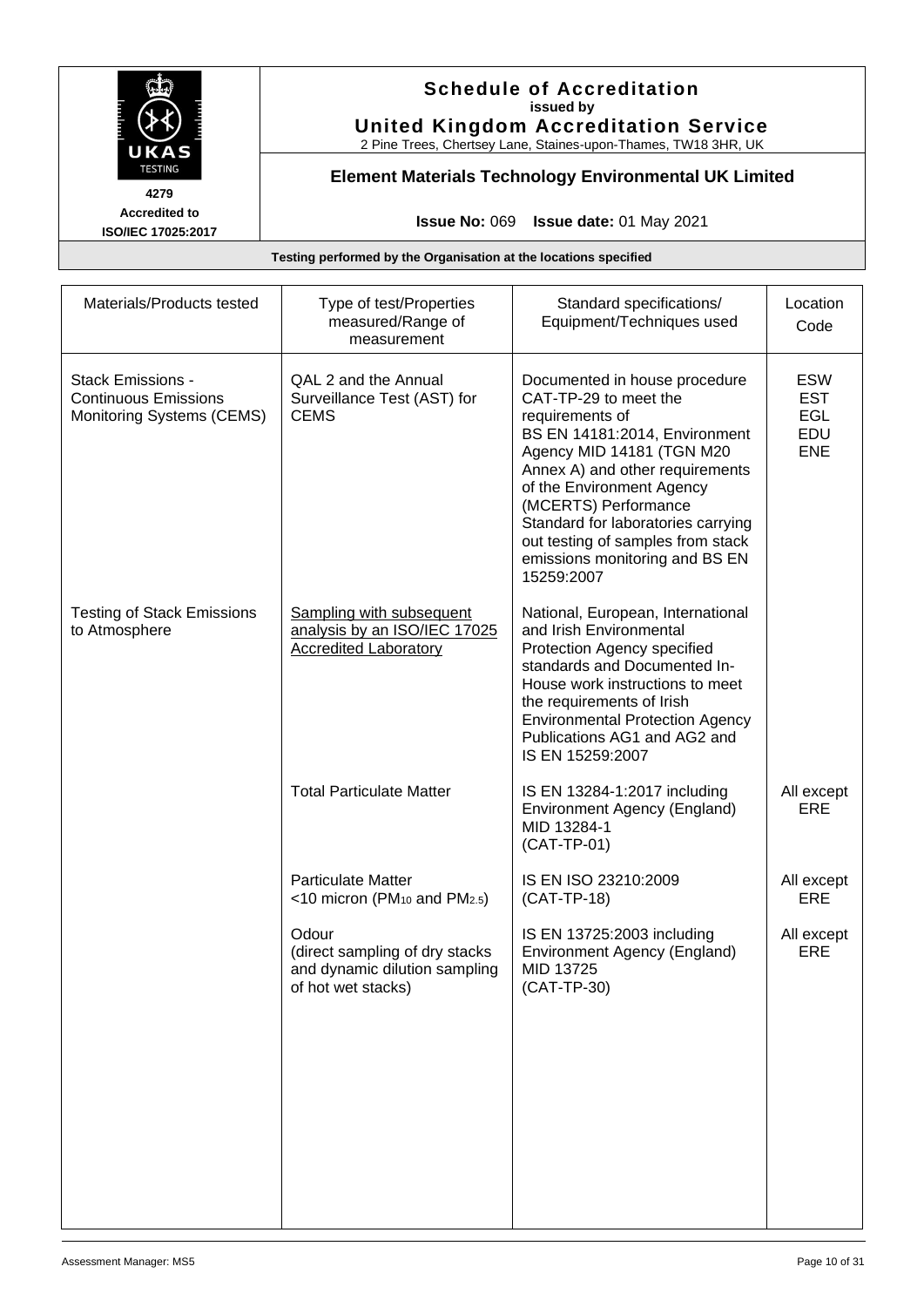**Schedule of Accreditation**
issued by
**United Kingdom Accreditation Service**
2 Pine Trees, Chertsey Lane, Staines-upon-Thames, TW18 3HR, UK

4279
Accredited to
ISO/IEC 17025:2017

**Element Materials Technology Environmental UK Limited**

**Issue No:** 069 **Issue date:** 01 May 2021

**Testing performed by the Organisation at the locations specified**

| Materials/Products tested | Type of test/Properties measured/Range of measurement | Standard specifications/ Equipment/Techniques used | Location Code |
|---|---|---|---|
| Stack Emissions - Continuous Emissions Monitoring Systems (CEMS) | QAL 2 and the Annual Surveillance Test (AST) for CEMS | Documented in house procedure CAT-TP-29 to meet the requirements of BS EN 14181:2014, Environment Agency MID 14181 (TGN M20 Annex A) and other requirements of the Environment Agency (MCERTS) Performance Standard for laboratories carrying out testing of samples from stack emissions monitoring and BS EN 15259:2007 | ESW EST EGL EDU ENE |
| Testing of Stack Emissions to Atmosphere | Sampling with subsequent analysis by an ISO/IEC 17025 Accredited Laboratory | National, European, International and Irish Environmental Protection Agency specified standards and Documented In-House work instructions to meet the requirements of Irish Environmental Protection Agency Publications AG1 and AG2 and IS EN 15259:2007 | |
| | Total Particulate Matter | IS EN 13284-1:2017 including Environment Agency (England) MID 13284-1 (CAT-TP-01) | All except ERE |
| | Particulate Matter <10 micron ($PM_{10}$ and $PM_{2.5}$) | IS EN ISO 23210:2009 (CAT-TP-18) | All except ERE |
| | Odour (direct sampling of dry stacks and dynamic dilution sampling of hot wet stacks) | IS EN 13725:2003 including Environment Agency (England) MID 13725 (CAT-TP-30) | All except ERE |

Assessment Manager: MS5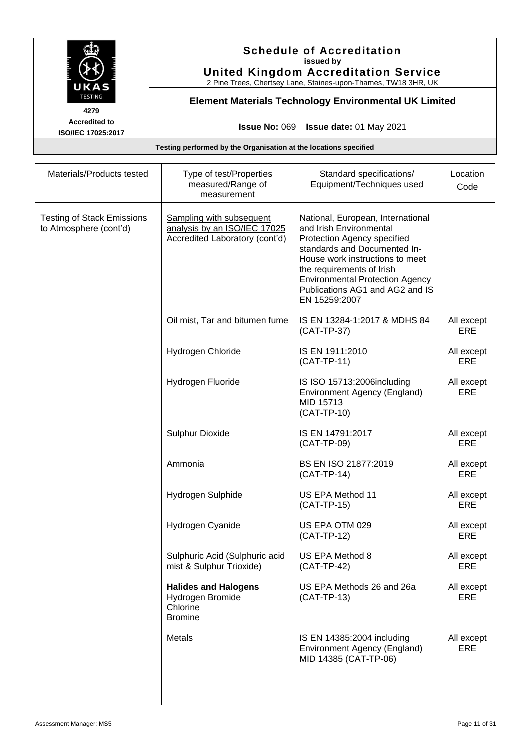**Schedule of Accreditation**
**issued by**
**United Kingdom Accreditation Service**
2 Pine Trees, Chertsey Lane, Staines-upon-Thames, TW18 3HR, UK

4279
**Accredited to ISO/IEC 17025:2017**

**Element Materials Technology Environmental UK Limited**

**Issue No:** 069 **Issue date:** 01 May 2021

**Testing performed by the Organisation at the locations specified**

| Materials/Products tested | Type of test/Properties measured/Range of measurement | Standard specifications/ Equipment/Techniques used | Location Code |
|---|---|---|---|
| Testing of Stack Emissions to Atmosphere (cont'd) | Sampling with subsequent analysis by an ISO/IEC 17025 Accredited Laboratory (cont'd) | National, European, International and Irish Environmental Protection Agency specified standards and Documented In-House work instructions to meet the requirements of Irish Environmental Protection Agency Publications AG1 and AG2 and IS EN 15259:2007 | |
| | Oil mist, Tar and bitumen fume | IS EN 13284-1:2017 & MDHS 84 (CAT-TP-37) | All except ERE |
| | Hydrogen Chloride | IS EN 1911:2010 (CAT-TP-11) | All except ERE |
| | Hydrogen Fluoride | IS ISO 15713:2006including Environment Agency (England) MID 15713 (CAT-TP-10) | All except ERE |
| | Sulphur Dioxide | IS EN 14791:2017 (CAT-TP-09) | All except ERE |
| | Ammonia | BS EN ISO 21877:2019 (CAT-TP-14) | All except ERE |
| | Hydrogen Sulphide | US EPA Method 11 (CAT-TP-15) | All except ERE |
| | Hydrogen Cyanide | US EPA OTM 029 (CAT-TP-12) | All except ERE |
| | Sulphuric Acid (Sulphuric acid mist & Sulphur Trioxide) | US EPA Method 8 (CAT-TP-42) | All except ERE |
| | **Halides and Halogens** Hydrogen Bromide Chlorine Bromine | US EPA Methods 26 and 26a (CAT-TP-13) | All except ERE |
| | Metals | IS EN 14385:2004 including Environment Agency (England) MID 14385 (CAT-TP-06) | All except ERE |

Assessment Manager: MS5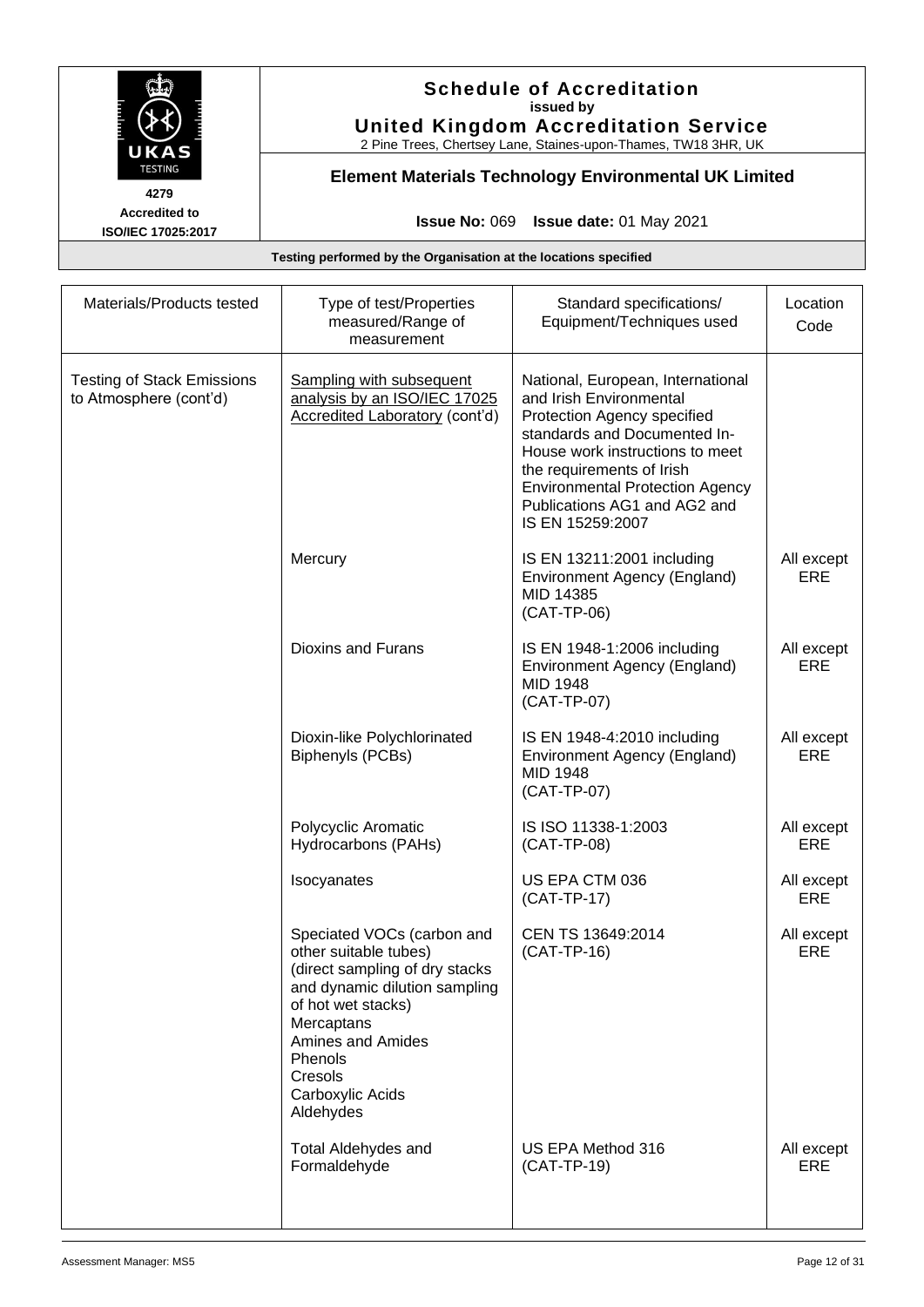# Schedule of Accreditation
**issued by**
**United Kingdom Accreditation Service**
2 Pine Trees, Chertsey Lane, Staines-upon-Thames, TW18 3HR, UK

4279
**Accredited to ISO/IEC 17025:2017**

## Element Materials Technology Environmental UK Limited

**Issue No:** 069 **Issue date:** 01 May 2021

**Testing performed by the Organisation at the locations specified**

| Materials/Products tested | Type of test/Properties measured/Range of measurement | Standard specifications/ Equipment/Techniques used | Location Code |
|---|---|---|---|
| Testing of Stack Emissions to Atmosphere (cont'd) | Sampling with subsequent analysis by an ISO/IEC 17025 Accredited Laboratory (cont'd) | National, European, International and Irish Environmental Protection Agency specified standards and Documented In-House work instructions to meet the requirements of Irish Environmental Protection Agency Publications AG1 and AG2 and IS EN 15259:2007 | |
| | Mercury | IS EN 13211:2001 including Environment Agency (England) MID 14385 (CAT-TP-06) | All except ERE |
| | Dioxins and Furans | IS EN 1948-1:2006 including Environment Agency (England) MID 1948 (CAT-TP-07) | All except ERE |
| | Dioxin-like Polychlorinated Biphenyls (PCBs) | IS EN 1948-4:2010 including Environment Agency (England) MID 1948 (CAT-TP-07) | All except ERE |
| | Polycyclic Aromatic Hydrocarbons (PAHs) | IS ISO 11338-1:2003 (CAT-TP-08) | All except ERE |
| | Isocyanates | US EPA CTM 036 (CAT-TP-17) | All except ERE |
| | Speciated VOCs (carbon and other suitable tubes) (direct sampling of dry stacks and dynamic dilution sampling of hot wet stacks) Mercaptans Amines and Amides Phenols Cresols Carboxylic Acids Aldehydes | CEN TS 13649:2014 (CAT-TP-16) | All except ERE |
| | Total Aldehydes and Formaldehyde | US EPA Method 316 (CAT-TP-19) | All except ERE |

Assessment Manager: MS5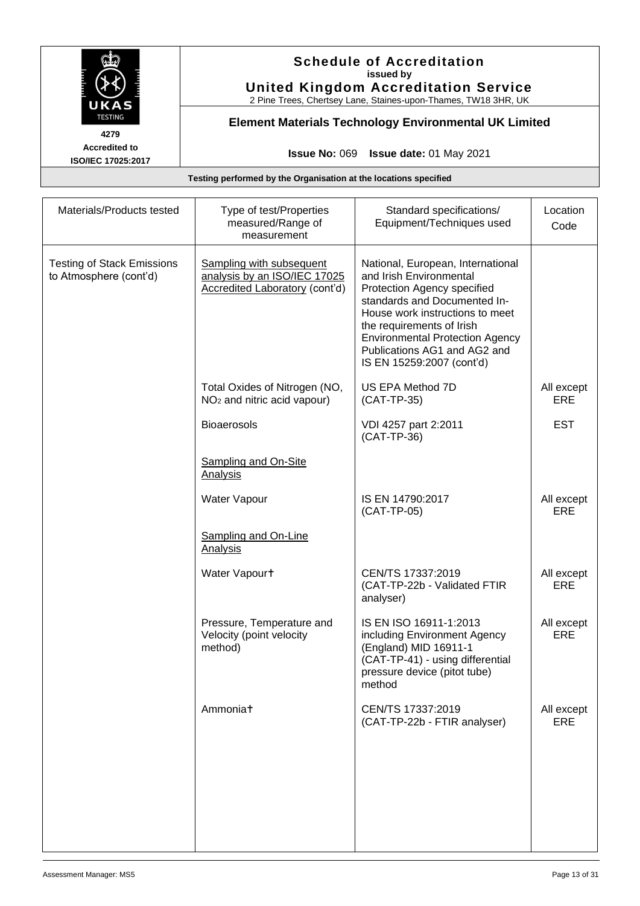# Schedule of Accreditation

issued by

**United Kingdom Accreditation Service**

2 Pine Trees, Chertsey Lane, Staines-upon-Thames, TW18 3HR, UK

4279

Accredited to ISO/IEC 17025:2017

## Element Materials Technology Environmental UK Limited

**Issue No:** 069 **Issue date:** 01 May 2021

**Testing performed by the Organisation at the locations specified**

| Materials/Products tested | Type of test/Properties measured/Range of measurement | Standard specifications/ Equipment/Techniques used | Location Code |
|---|---|---|---|
| Testing of Stack Emissions to Atmosphere (cont'd) | Sampling with subsequent analysis by an ISO/IEC 17025 Accredited Laboratory (cont'd) | National, European, International and Irish Environmental Protection Agency specified standards and Documented In-House work instructions to meet the requirements of Irish Environmental Protection Agency Publications AG1 and AG2 and IS EN 15259:2007 (cont'd) | |
| | Total Oxides of Nitrogen (NO, $NO_2$ and nitric acid vapour) | US EPA Method 7D (CAT-TP-35) | All except ERE |
| | Bioaerosols | VDI 4257 part 2:2011 (CAT-TP-36) | EST |
| | Sampling and On-Site Analysis | | |
| | Water Vapour | IS EN 14790:2017 (CAT-TP-05) | All except ERE |
| | Sampling and On-Line Analysis | | |
| | Water Vapour† | CEN/TS 17337:2019 (CAT-TP-22b - Validated FTIR analyser) | All except ERE |
| | Pressure, Temperature and Velocity (point velocity method) | IS EN ISO 16911-1:2013 including Environment Agency (England) MID 16911-1 (CAT-TP-41) - using differential pressure device (pitot tube) method | All except ERE |
| | Ammonia† | CEN/TS 17337:2019 (CAT-TP-22b - FTIR analyser) | All except ERE |

Assessment Manager: MS5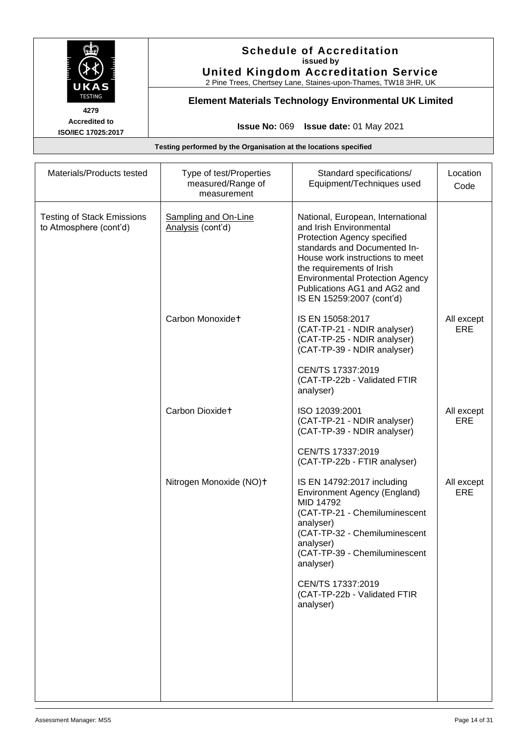# Schedule of Accreditation
issued by
**United Kingdom Accreditation Service**
2 Pine Trees, Chertsey Lane, Staines-upon-Thames, TW18 3HR, UK

4279
Accredited to ISO/IEC 17025:2017

## Element Materials Technology Environmental UK Limited

**Issue No:** 069 **Issue date:** 01 May 2021

**Testing performed by the Organisation at the locations specified**

| Materials/Products tested | Type of test/Properties measured/Range of measurement | Standard specifications/ Equipment/Techniques used | Location Code |
|---|---|---|---|
| Testing of Stack Emissions to Atmosphere (cont'd) | Sampling and On-Line Analysis (cont'd) | National, European, International and Irish Environmental Protection Agency specified standards and Documented In-House work instructions to meet the requirements of Irish Environmental Protection Agency Publications AG1 and AG2 and IS EN 15259:2007 (cont'd) | |
| | Carbon Monoxide† | IS EN 15058:2017<br>(CAT-TP-21 - NDIR analyser)<br>(CAT-TP-25 - NDIR analyser)<br>(CAT-TP-39 - NDIR analyser)<br><br>CEN/TS 17337:2019<br>(CAT-TP-22b - Validated FTIR analyser) | All except ERE |
| | Carbon Dioxide† | ISO 12039:2001<br>(CAT-TP-21 - NDIR analyser)<br>(CAT-TP-39 - NDIR analyser)<br><br>CEN/TS 17337:2019<br>(CAT-TP-22b - FTIR analyser) | All except ERE |
| | Nitrogen Monoxide (NO)† | IS EN 14792:2017 including Environment Agency (England) MID 14792<br>(CAT-TP-21 - Chemiluminescent analyser)<br>(CAT-TP-32 - Chemiluminescent analyser)<br>(CAT-TP-39 - Chemiluminescent analyser)<br><br>CEN/TS 17337:2019<br>(CAT-TP-22b - Validated FTIR analyser) | All except ERE |

Assessment Manager: MS5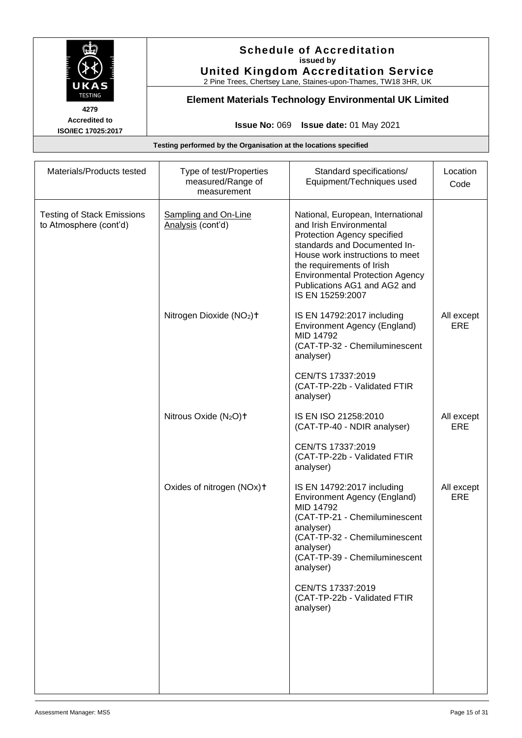**Schedule of Accreditation**
**issued by**
**United Kingdom Accreditation Service**
2 Pine Trees, Chertsey Lane, Staines-upon-Thames, TW18 3HR, UK

4279
**Accredited to ISO/IEC 17025:2017**

**Element Materials Technology Environmental UK Limited**

**Issue No:** 069 **Issue date:** 01 May 2021

**Testing performed by the Organisation at the locations specified**

| Materials/Products tested | Type of test/Properties measured/Range of measurement | Standard specifications/ Equipment/Techniques used | Location Code |
|---|---|---|---|
| Testing of Stack Emissions to Atmosphere (cont'd) | Sampling and On-Line Analysis (cont'd) | National, European, International and Irish Environmental Protection Agency specified standards and Documented In-House work instructions to meet the requirements of Irish Environmental Protection Agency Publications AG1 and AG2 and IS EN 15259:2007 | |
| | Nitrogen Dioxide ($NO_2$)† | IS EN 14792:2017 including Environment Agency (England) MID 14792 (CAT-TP-32 - Chemiluminescent analyser)<br><br>CEN/TS 17337:2019 (CAT-TP-22b - Validated FTIR analyser) | All except ERE |
| | Nitrous Oxide ($N_2O$)† | IS EN ISO 21258:2010 (CAT-TP-40 - NDIR analyser)<br><br>CEN/TS 17337:2019 (CAT-TP-22b - Validated FTIR analyser) | All except ERE |
| | Oxides of nitrogen (NOx)† | IS EN 14792:2017 including Environment Agency (England) MID 14792 (CAT-TP-21 - Chemiluminescent analyser) (CAT-TP-32 - Chemiluminescent analyser) (CAT-TP-39 - Chemiluminescent analyser)<br><br>CEN/TS 17337:2019 (CAT-TP-22b - Validated FTIR analyser) | All except ERE |

Assessment Manager: MS5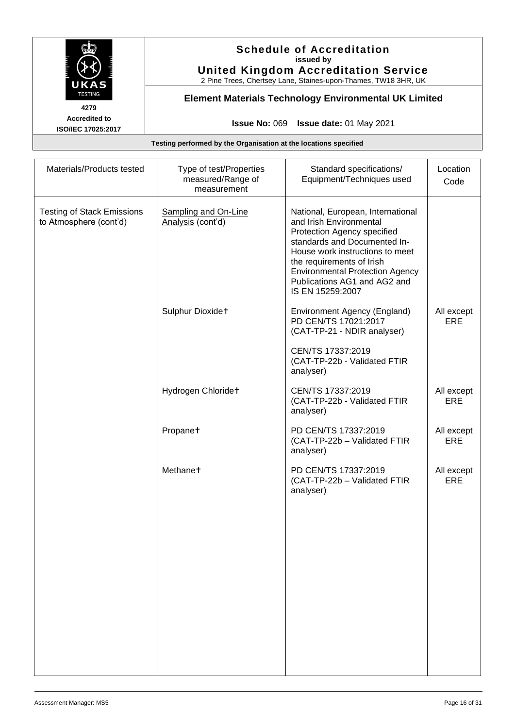**Schedule of Accreditation**
**issued by**
**United Kingdom Accreditation Service**
2 Pine Trees, Chertsey Lane, Staines-upon-Thames, TW18 3HR, UK

**4279**
**Accredited to**
**ISO/IEC 17025:2017**

**Element Materials Technology Environmental UK Limited**

**Issue No:** 069 **Issue date:** 01 May 2021

**Testing performed by the Organisation at the locations specified**

| Materials/Products tested | Type of test/Properties measured/Range of measurement | Standard specifications/ Equipment/Techniques used | Location Code |
|---|---|---|---|
| Testing of Stack Emissions to Atmosphere (cont'd) | Sampling and On-Line Analysis (cont'd) | National, European, International and Irish Environmental Protection Agency specified standards and Documented In-House work instructions to meet the requirements of Irish Environmental Protection Agency Publications AG1 and AG2 and IS EN 15259:2007 | |
| | Sulphur Dioxide† | Environment Agency (England) PD CEN/TS 17021:2017 (CAT-TP-21 - NDIR analyser)<br><br>CEN/TS 17337:2019 (CAT-TP-22b - Validated FTIR analyser) | All except ERE |
| | Hydrogen Chloride† | CEN/TS 17337:2019 (CAT-TP-22b - Validated FTIR analyser) | All except ERE |
| | Propane† | PD CEN/TS 17337:2019 (CAT-TP-22b – Validated FTIR analyser) | All except ERE |
| | Methane† | PD CEN/TS 17337:2019 (CAT-TP-22b – Validated FTIR analyser) | All except ERE |

Assessment Manager: MS5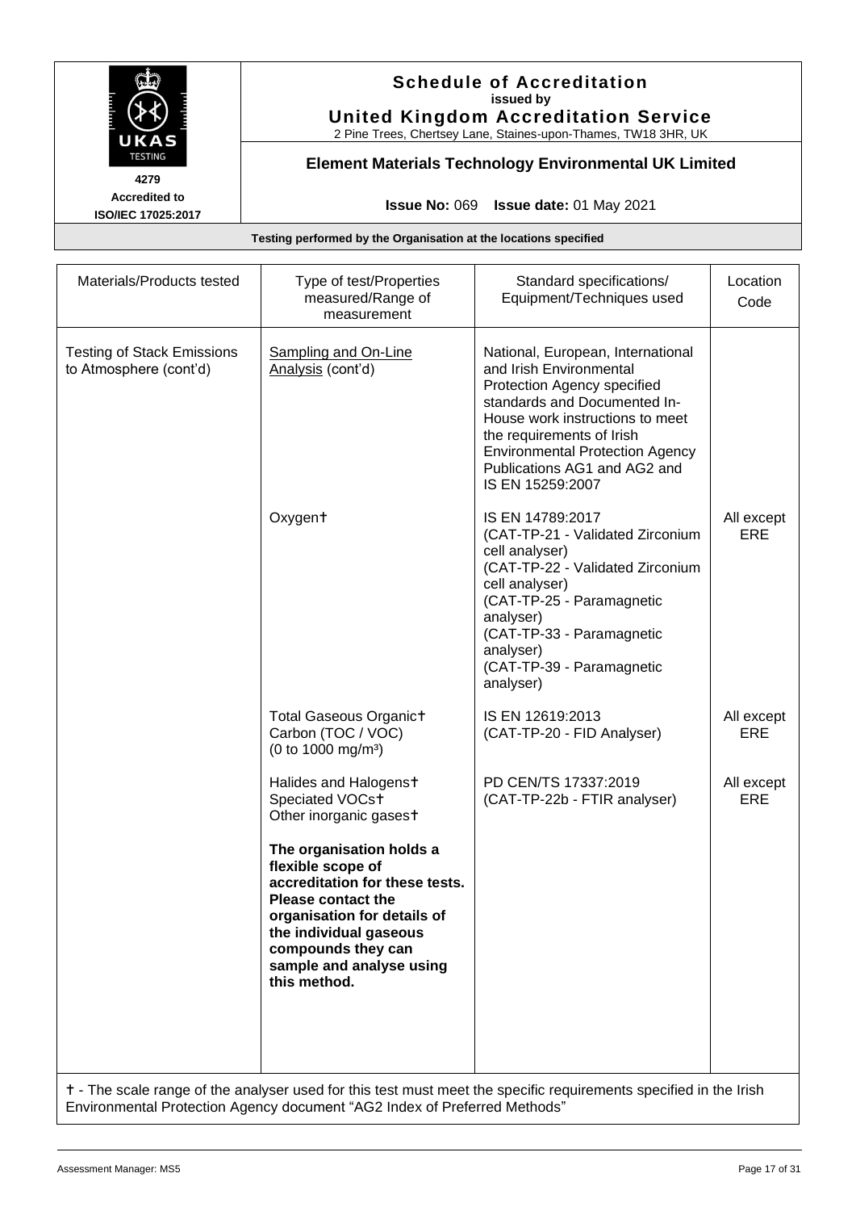# Schedule of Accreditation
**issued by**
**United Kingdom Accreditation Service**
2 Pine Trees, Chertsey Lane, Staines-upon-Thames, TW18 3HR, UK

4279
Accredited to
ISO/IEC 17025:2017

## Element Materials Technology Environmental UK Limited

**Issue No:** 069 **Issue date:** 01 May 2021

**Testing performed by the Organisation at the locations specified**

| Materials/Products tested | Type of test/Properties measured/Range of measurement | Standard specifications/ Equipment/Techniques used | Location Code |
|---|---|---|---|
| Testing of Stack Emissions to Atmosphere (cont'd) | Sampling and On-Line Analysis (cont'd) | National, European, International and Irish Environmental Protection Agency specified standards and Documented In-House work instructions to meet the requirements of Irish Environmental Protection Agency Publications AG1 and AG2 and IS EN 15259:2007 | |
| | Oxygen† | IS EN 14789:2017<br>(CAT-TP-21 - Validated Zirconium cell analyser)<br>(CAT-TP-22 - Validated Zirconium cell analyser)<br>(CAT-TP-25 - Paramagnetic analyser)<br>(CAT-TP-33 - Paramagnetic analyser)<br>(CAT-TP-39 - Paramagnetic analyser) | All except ERE |
| | Total Gaseous Organic† Carbon (TOC / VOC)<br>(0 to 1000 mg/m³) | IS EN 12619:2013<br>(CAT-TP-20 - FID Analyser) | All except ERE |
| | Halides and Halogens†<br>Speciated VOCs†<br>Other inorganic gases†<br><br>**The organisation holds a flexible scope of accreditation for these tests. Please contact the organisation for details of the individual gaseous compounds they can sample and analyse using this method.** | PD CEN/TS 17337:2019<br>(CAT-TP-22b - FTIR analyser) | All except ERE |

† - The scale range of the analyser used for this test must meet the specific requirements specified in the Irish Environmental Protection Agency document "AG2 Index of Preferred Methods"

Assessment Manager: MS5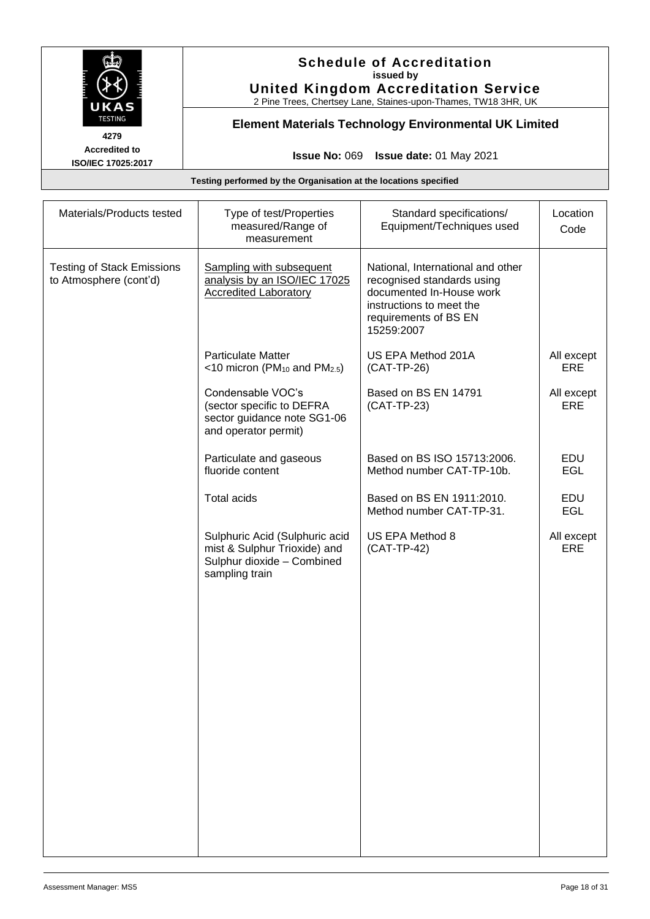# Schedule of Accreditation
**issued by**
**United Kingdom Accreditation Service**
2 Pine Trees, Chertsey Lane, Staines-upon-Thames, TW18 3HR, UK

**4279**
**Accredited to ISO/IEC 17025:2017**

## Element Materials Technology Environmental UK Limited

**Issue No:** 069 **Issue date:** 01 May 2021

**Testing performed by the Organisation at the locations specified**

| Materials/Products tested | Type of test/Properties measured/Range of measurement | Standard specifications/ Equipment/Techniques used | Location Code |
|---|---|---|---|
| Testing of Stack Emissions to Atmosphere (cont'd) | Sampling with subsequent analysis by an ISO/IEC 17025 Accredited Laboratory | National, International and other recognised standards using documented In-House work instructions to meet the requirements of BS EN 15259:2007 | |
| | Particulate Matter <10 micron ($PM_{10}$ and $PM_{2.5}$) | US EPA Method 201A (CAT-TP-26) | All except ERE |
| | Condensable VOC's (sector specific to DEFRA sector guidance note SG1-06 and operator permit) | Based on BS EN 14791 (CAT-TP-23) | All except ERE |
| | Particulate and gaseous fluoride content | Based on BS ISO 15713:2006. Method number CAT-TP-10b. | EDU EGL |
| | Total acids | Based on BS EN 1911:2010. Method number CAT-TP-31. | EDU EGL |
| | Sulphuric Acid (Sulphuric acid mist & Sulphur Trioxide) and Sulphur dioxide – Combined sampling train | US EPA Method 8 (CAT-TP-42) | All except ERE |

Assessment Manager: MS5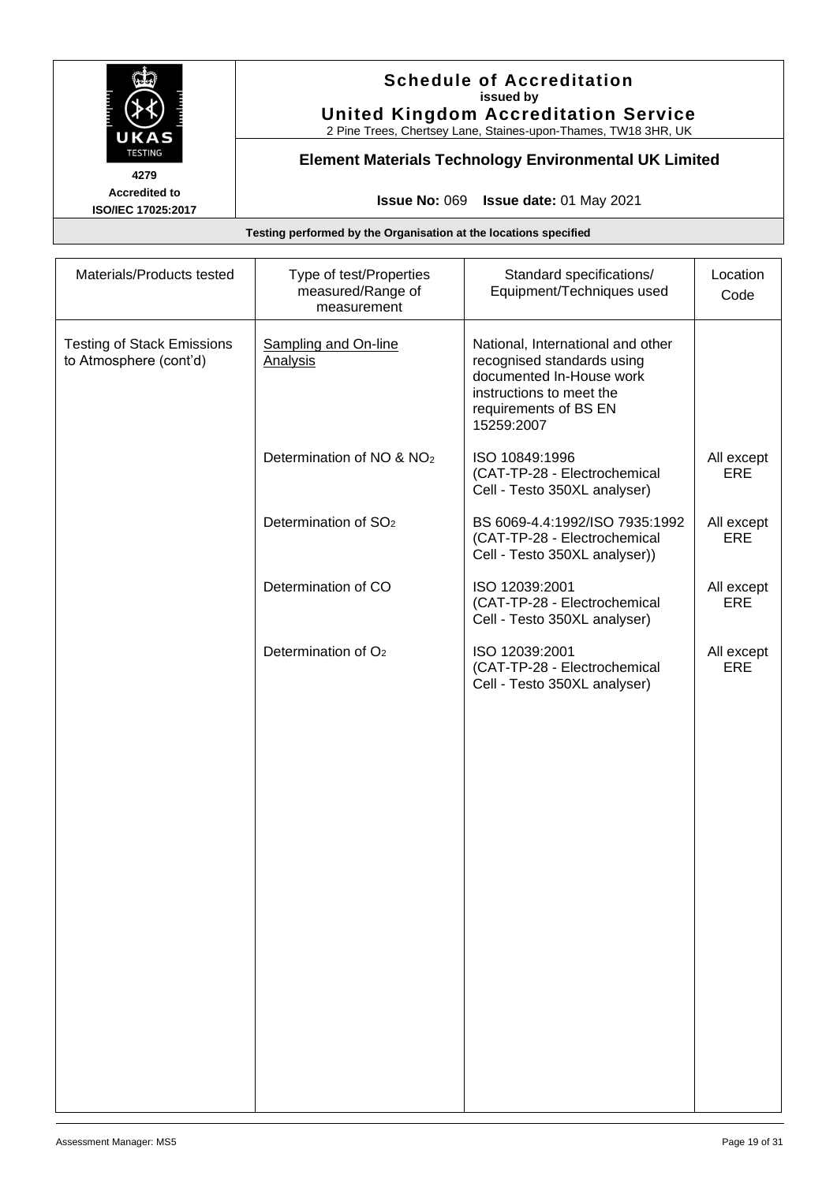**Schedule of Accreditation**
issued by
**United Kingdom Accreditation Service**
2 Pine Trees, Chertsey Lane, Staines-upon-Thames, TW18 3HR, UK

**4279**
**Accredited to ISO/IEC 17025:2017**

## Element Materials Technology Environmental UK Limited

**Issue No:** 069 **Issue date:** 01 May 2021

**Testing performed by the Organisation at the locations specified**

| Materials/Products tested | Type of test/Properties measured/Range of measurement | Standard specifications/ Equipment/Techniques used | Location Code |
|---|---|---|---|
| Testing of Stack Emissions to Atmosphere (cont'd) | Sampling and On-line Analysis | National, International and other recognised standards using documented In-House work instructions to meet the requirements of BS EN 15259:2007 | |
| | Determination of NO & $NO_2$ | ISO 10849:1996 (CAT-TP-28 - Electrochemical Cell - Testo 350XL analyser) | All except ERE |
| | Determination of $SO_2$ | BS 6069-4.4:1992/ISO 7935:1992 (CAT-TP-28 - Electrochemical Cell - Testo 350XL analyser)) | All except ERE |
| | Determination of CO | ISO 12039:2001 (CAT-TP-28 - Electrochemical Cell - Testo 350XL analyser) | All except ERE |
| | Determination of $O_2$ | ISO 12039:2001 (CAT-TP-28 - Electrochemical Cell - Testo 350XL analyser) | All except ERE |

Assessment Manager: MS5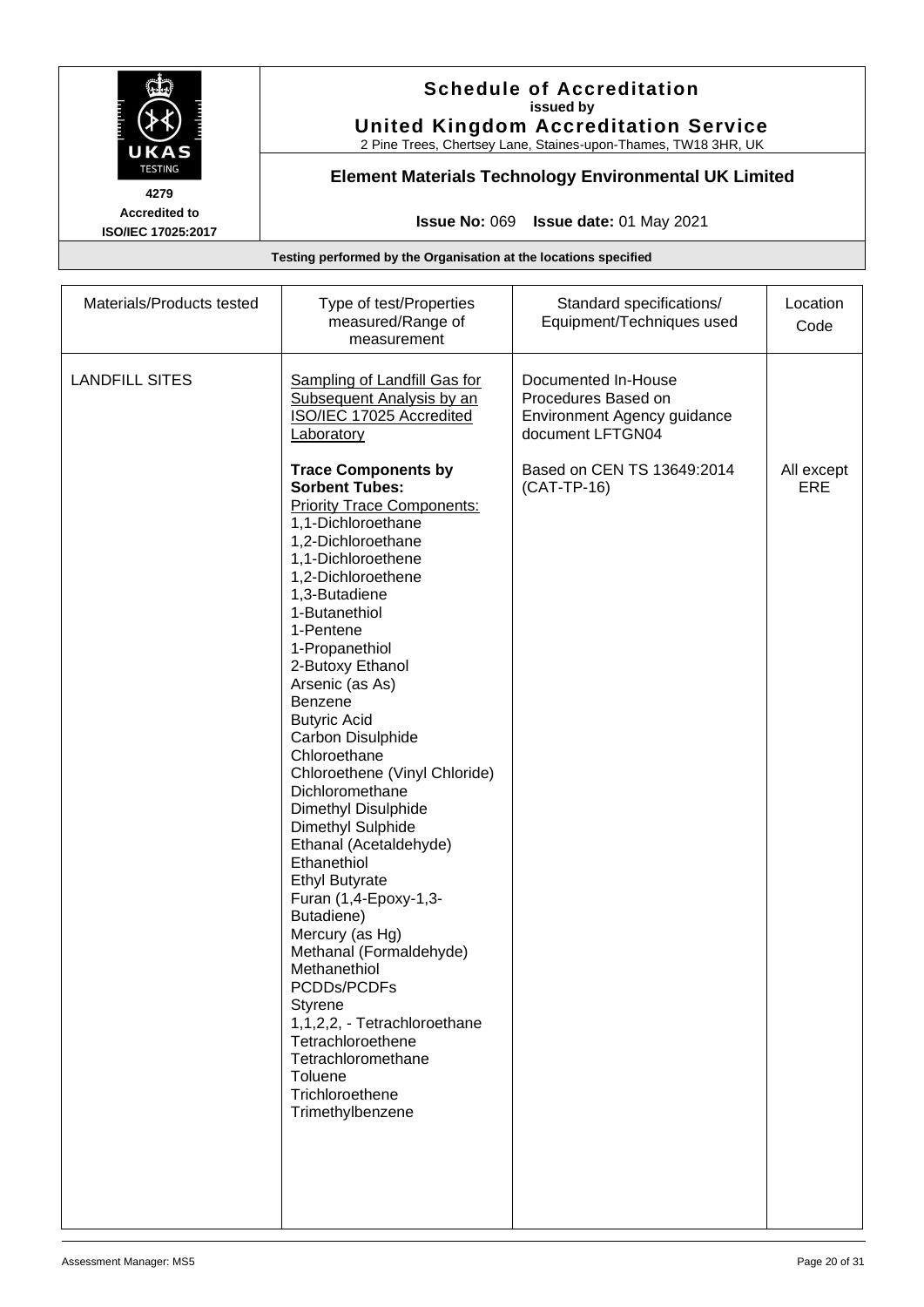# Schedule of Accreditation

**issued by**

**United Kingdom Accreditation Service**

2 Pine Trees, Chertsey Lane, Staines-upon-Thames, TW18 3HR, UK

4279

Accredited to ISO/IEC 17025:2017

## Element Materials Technology Environmental UK Limited

**Issue No:** 069 **Issue date:** 01 May 2021

**Testing performed by the Organisation at the locations specified**

| Materials/Products tested | Type of test/Properties measured/Range of measurement | Standard specifications/ Equipment/Techniques used | Location Code |
|---|---|---|---|
| LANDFILL SITES | Sampling of Landfill Gas for Subsequent Analysis by an ISO/IEC 17025 Accredited Laboratory | Documented In-House Procedures Based on Environment Agency guidance document LFTGN04 | |
| | **Trace Components by Sorbent Tubes:**<br>Priority Trace Components:<br>1,1-Dichloroethane<br>1,2-Dichloroethane<br>1,1-Dichloroethene<br>1,2-Dichloroethene<br>1,3-Butadiene<br>1-Butanethiol<br>1-Pentene<br>1-Propanethiol<br>2-Butoxy Ethanol<br>Arsenic (as As)<br>Benzene<br>Butyric Acid<br>Carbon Disulphide<br>Chloroethane<br>Chloroethene (Vinyl Chloride)<br>Dichloromethane<br>Dimethyl Disulphide<br>Dimethyl Sulphide<br>Ethanal (Acetaldehyde)<br>Ethanethiol<br>Ethyl Butyrate<br>Furan (1,4-Epoxy-1,3-Butadiene)<br>Mercury (as Hg)<br>Methanal (Formaldehyde)<br>Methanethiol<br>PCDDs/PCDFs<br>Styrene<br>1,1,2,2, - Tetrachloroethane<br>Tetrachloroethene<br>Tetrachloromethane<br>Toluene<br>Trichloroethene<br>Trimethylbenzene | Based on CEN TS 13649:2014 (CAT-TP-16) | All except ERE |

Assessment Manager: MS5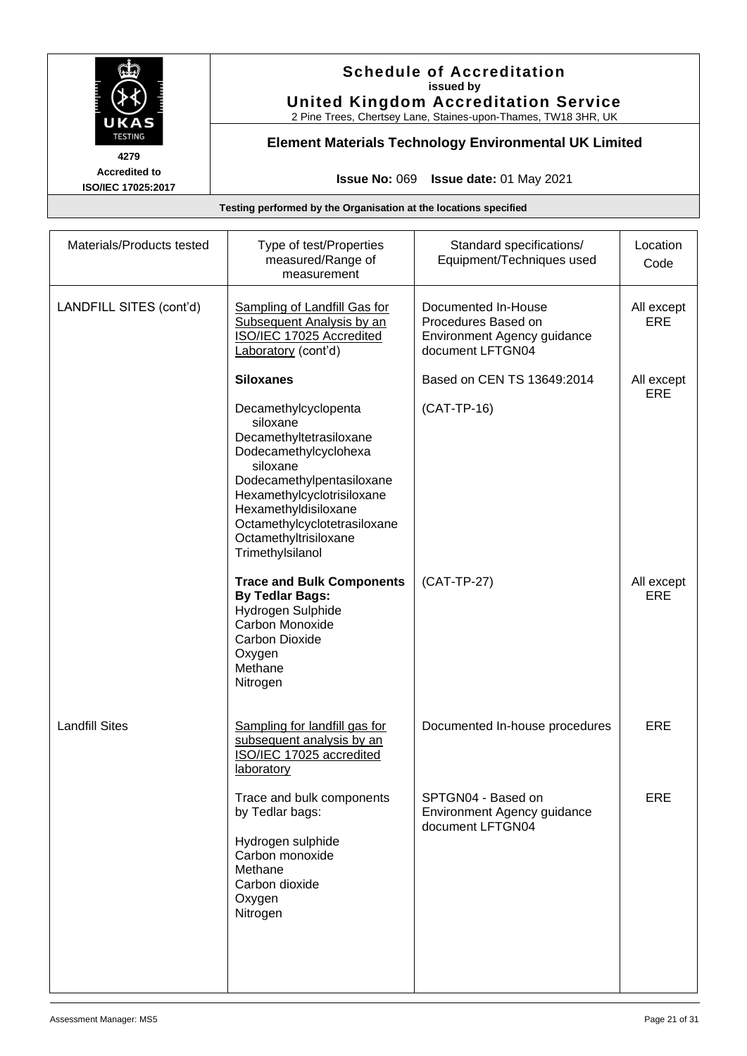# Schedule of Accreditation
**issued by**
**United Kingdom Accreditation Service**
2 Pine Trees, Chertsey Lane, Staines-upon-Thames, TW18 3HR, UK

4279
**Accredited to ISO/IEC 17025:2017**

## Element Materials Technology Environmental UK Limited

**Issue No:** 069 **Issue date:** 01 May 2021

**Testing performed by the Organisation at the locations specified**

| Materials/Products tested | Type of test/Properties measured/Range of measurement | Standard specifications/ Equipment/Techniques used | Location Code |
|---|---|---|---|
| LANDFILL SITES (cont'd) | Sampling of Landfill Gas for Subsequent Analysis by an ISO/IEC 17025 Accredited Laboratory (cont'd) | Documented In-House Procedures Based on Environment Agency guidance document LFTGN04 | All except ERE |
| | **Siloxanes**<br><br>Decamethylcyclopenta siloxane<br>Decamethyltetrasiloxane<br>Dodecamethylcyclohexa siloxane<br>Dodecamethylpentasiloxane<br>Hexamethylcyclotrisiloxane<br>Hexamethyldisiloxane<br>Octamethylcyclotetrasiloxane<br>Octamethyltrisiloxane<br>Trimethylsilanol | Based on CEN TS 13649:2014<br><br>(CAT-TP-16) | All except ERE |
| | **Trace and Bulk Components By Tedlar Bags:**<br>Hydrogen Sulphide<br>Carbon Monoxide<br>Carbon Dioxide<br>Oxygen<br>Methane<br>Nitrogen | (CAT-TP-27) | All except ERE |
| Landfill Sites | Sampling for landfill gas for subsequent analysis by an ISO/IEC 17025 accredited laboratory | Documented In-house procedures | ERE |
| | Trace and bulk components by Tedlar bags:<br><br>Hydrogen sulphide<br>Carbon monoxide<br>Methane<br>Carbon dioxide<br>Oxygen<br>Nitrogen | SPTGN04 - Based on Environment Agency guidance document LFTGN04 | ERE |

Assessment Manager: MS5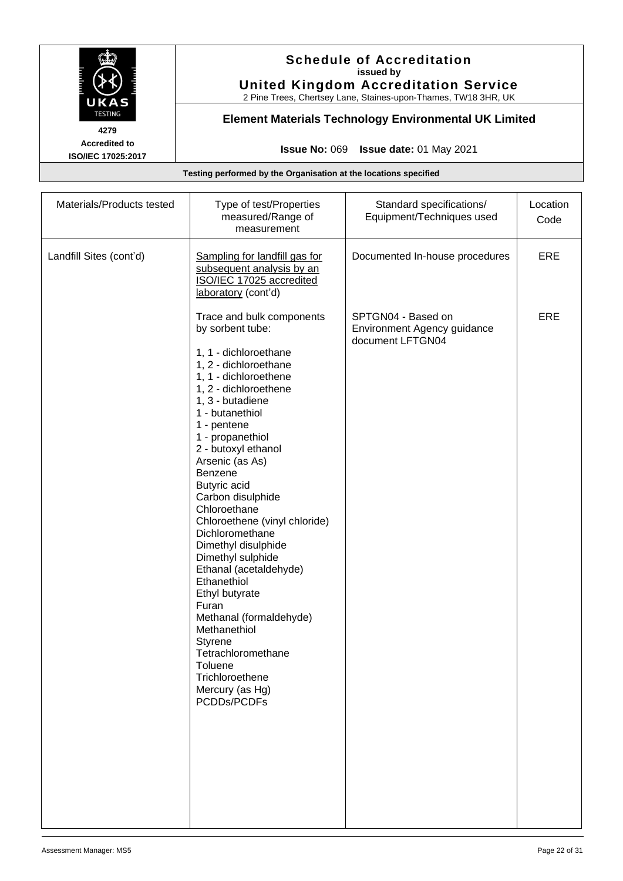**Schedule of Accreditation**
**issued by**
**United Kingdom Accreditation Service**
2 Pine Trees, Chertsey Lane, Staines-upon-Thames, TW18 3HR, UK

4279
**Accredited to ISO/IEC 17025:2017**

**Element Materials Technology Environmental UK Limited**

**Issue No:** 069 **Issue date:** 01 May 2021

**Testing performed by the Organisation at the locations specified**

| Materials/Products tested | Type of test/Properties measured/Range of measurement | Standard specifications/ Equipment/Techniques used | Location Code |
|---|---|---|---|
| Landfill Sites (cont'd) | Sampling for landfill gas for subsequent analysis by an ISO/IEC 17025 accredited laboratory (cont'd) | Documented In-house procedures | ERE |
| | Trace and bulk components by sorbent tube:<br><br>1, 1 - dichloroethane<br>1, 2 - dichloroethane<br>1, 1 - dichloroethene<br>1, 2 - dichloroethene<br>1, 3 - butadiene<br>1 - butanethiol<br>1 - pentene<br>1 - propanethiol<br>2 - butoxyl ethanol<br>Arsenic (as As)<br>Benzene<br>Butyric acid<br>Carbon disulphide<br>Chloroethane<br>Chloroethene (vinyl chloride)<br>Dichloromethane<br>Dimethyl disulphide<br>Dimethyl sulphide<br>Ethanal (acetaldehyde)<br>Ethanethiol<br>Ethyl butyrate<br>Furan<br>Methanal (formaldehyde)<br>Methanethiol<br>Styrene<br>Tetrachloromethane<br>Toluene<br>Trichloroethene<br>Mercury (as Hg)<br>PCDDs/PCDFs | SPTGN04 - Based on Environment Agency guidance document LFTGN04 | ERE |

Assessment Manager: MS5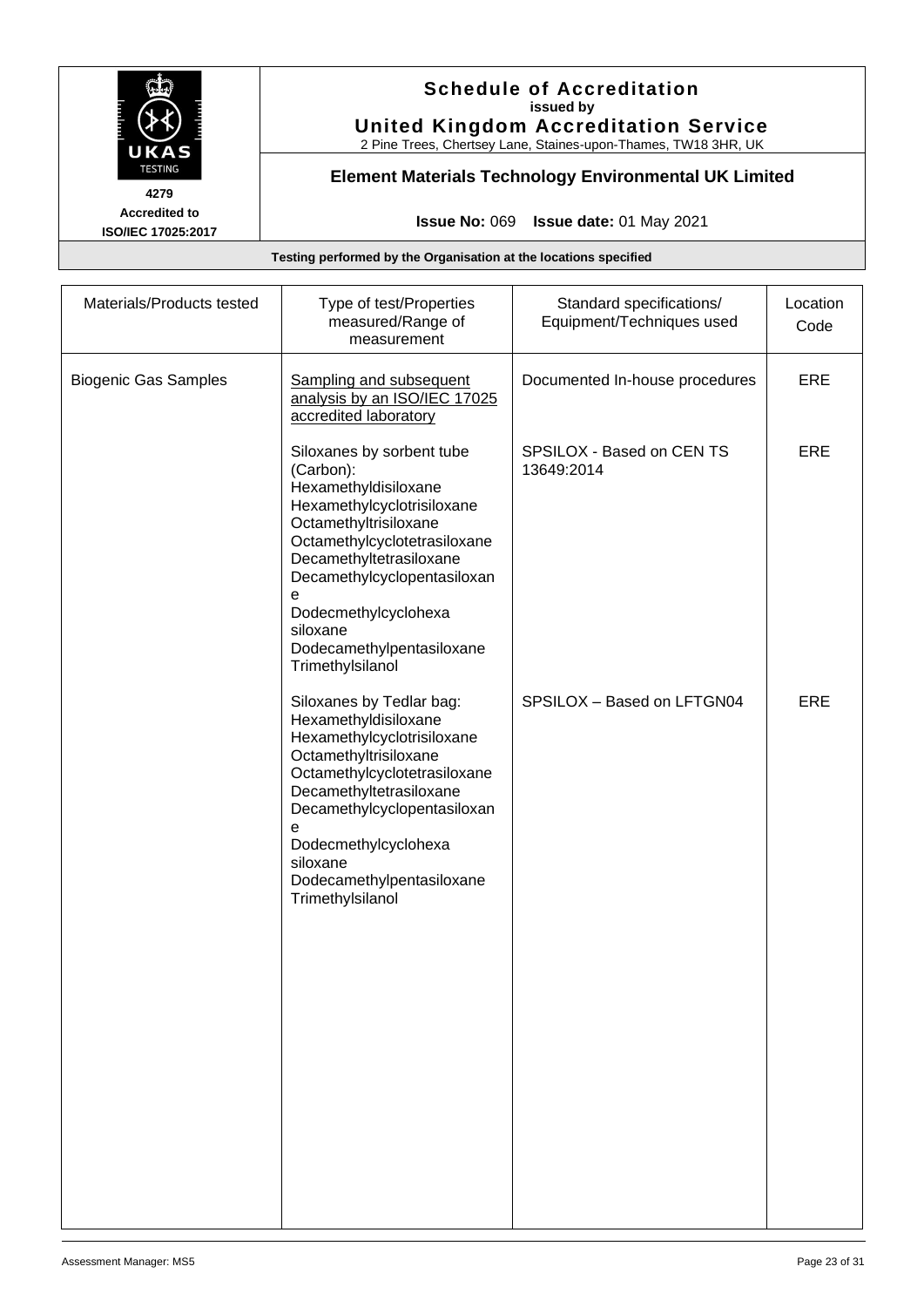# Schedule of Accreditation
**issued by**
**United Kingdom Accreditation Service**
2 Pine Trees, Chertsey Lane, Staines-upon-Thames, TW18 3HR, UK

**4279**
**Accredited to ISO/IEC 17025:2017**

## Element Materials Technology Environmental UK Limited

**Issue No:** 069 **Issue date:** 01 May 2021

**Testing performed by the Organisation at the locations specified**

| Materials/Products tested | Type of test/Properties measured/Range of measurement | Standard specifications/ Equipment/Techniques used | Location Code |
|---|---|---|---|
| Biogenic Gas Samples | Sampling and subsequent analysis by an ISO/IEC 17025 accredited laboratory | Documented In-house procedures | ERE |
| | Siloxanes by sorbent tube (Carbon):<br>Hexamethyldisiloxane<br>Hexamethylcyclotrisiloxane<br>Octamethyltrisiloxane<br>Octamethylcyclotetrasiloxane<br>Decamethyltetrasiloxane<br>Decamethylcyclopentasiloxane<br>Dodecmethylcyclohexa siloxane<br>Dodecamethylpentasiloxane<br>Trimethylsilanol | SPSILOX - Based on CEN TS 13649:2014 | ERE |
| | Siloxanes by Tedlar bag:<br>Hexamethyldisiloxane<br>Hexamethylcyclotrisiloxane<br>Octamethyltrisiloxane<br>Octamethylcyclotetrasiloxane<br>Decamethyltetrasiloxane<br>Decamethylcyclopentasiloxane<br>Dodecmethylcyclohexa siloxane<br>Dodecamethylpentasiloxane<br>Trimethylsilanol | SPSILOX – Based on LFTGN04 | ERE |

Assessment Manager: MS5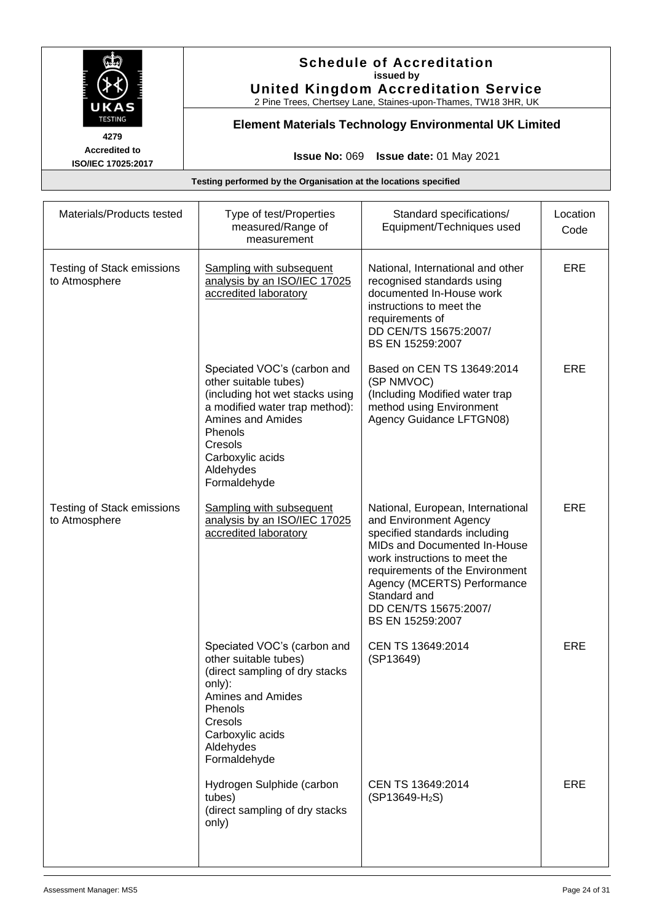# Schedule of Accreditation

issued by

**United Kingdom Accreditation Service**

2 Pine Trees, Chertsey Lane, Staines-upon-Thames, TW18 3HR, UK

4279

Accredited to ISO/IEC 17025:2017

## Element Materials Technology Environmental UK Limited

**Issue No:** 069 **Issue date:** 01 May 2021

**Testing performed by the Organisation at the locations specified**

| Materials/Products tested | Type of test/Properties measured/Range of measurement | Standard specifications/ Equipment/Techniques used | Location Code |
|---|---|---|---|
| Testing of Stack emissions to Atmosphere | Sampling with subsequent analysis by an ISO/IEC 17025 accredited laboratory | National, International and other recognised standards using documented In-House work instructions to meet the requirements of DD CEN/TS 15675:2007/ BS EN 15259:2007 | ERE |
| | Speciated VOC's (carbon and other suitable tubes) (including hot wet stacks using a modified water trap method): Amines and Amides Phenols Cresols Carboxylic acids Aldehydes Formaldehyde | Based on CEN TS 13649:2014 (SP NMVOC) (Including Modified water trap method using Environment Agency Guidance LFTGN08) | ERE |
| Testing of Stack emissions to Atmosphere | Sampling with subsequent analysis by an ISO/IEC 17025 accredited laboratory | National, European, International and Environment Agency specified standards including MIDs and Documented In-House work instructions to meet the requirements of the Environment Agency (MCERTS) Performance Standard and DD CEN/TS 15675:2007/ BS EN 15259:2007 | ERE |
| | Speciated VOC's (carbon and other suitable tubes) (direct sampling of dry stacks only): Amines and Amides Phenols Cresols Carboxylic acids Aldehydes Formaldehyde | CEN TS 13649:2014 (SP13649) | ERE |
| | Hydrogen Sulphide (carbon tubes) (direct sampling of dry stacks only) | CEN TS 13649:2014 (SP13649-$H_2S$) | ERE |

Assessment Manager: MS5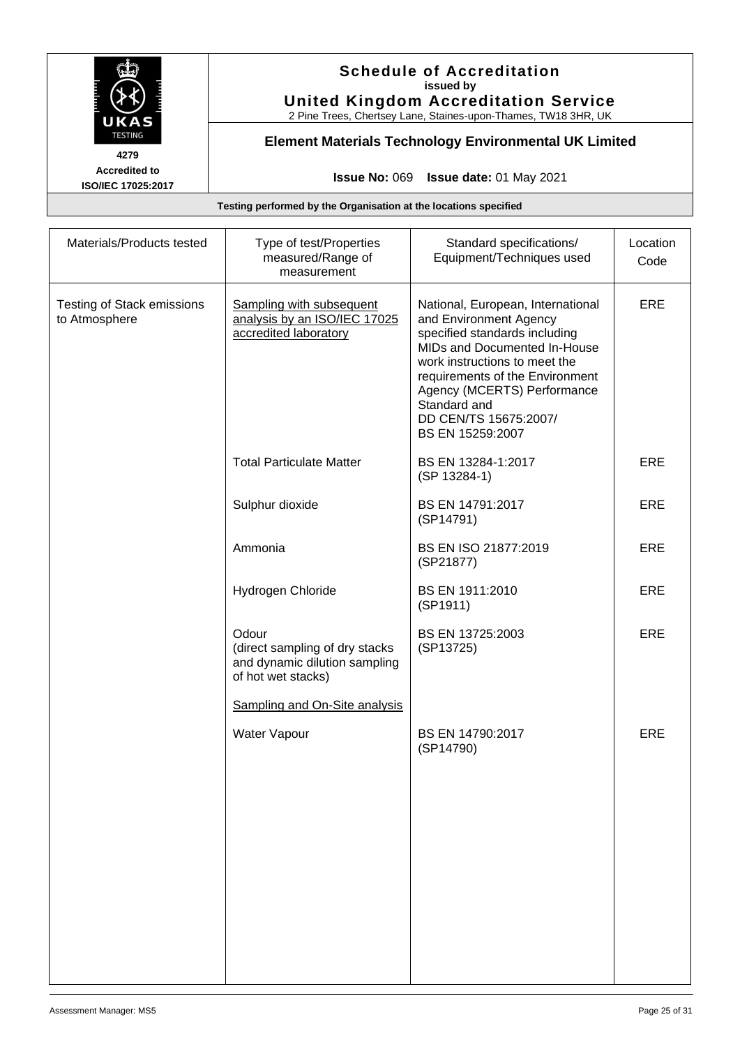# Schedule of Accreditation

issued by

**United Kingdom Accreditation Service**

2 Pine Trees, Chertsey Lane, Staines-upon-Thames, TW18 3HR, UK

4279

Accredited to ISO/IEC 17025:2017

## Element Materials Technology Environmental UK Limited

**Issue No:** 069 **Issue date:** 01 May 2021

**Testing performed by the Organisation at the locations specified**

| Materials/Products tested | Type of test/Properties measured/Range of measurement | Standard specifications/ Equipment/Techniques used | Location Code |
|---|---|---|---|
| Testing of Stack emissions to Atmosphere | Sampling with subsequent analysis by an ISO/IEC 17025 accredited laboratory | National, European, International and Environment Agency specified standards including MIDs and Documented In-House work instructions to meet the requirements of the Environment Agency (MCERTS) Performance Standard and DD CEN/TS 15675:2007/ BS EN 15259:2007 | ERE |
| | Total Particulate Matter | BS EN 13284-1:2017 (SP 13284-1) | ERE |
| | Sulphur dioxide | BS EN 14791:2017 (SP14791) | ERE |
| | Ammonia | BS EN ISO 21877:2019 (SP21877) | ERE |
| | Hydrogen Chloride | BS EN 1911:2010 (SP1911) | ERE |
| | Odour (direct sampling of dry stacks and dynamic dilution sampling of hot wet stacks) | BS EN 13725:2003 (SP13725) | ERE |
| | Sampling and On-Site analysis | | |
| | Water Vapour | BS EN 14790:2017 (SP14790) | ERE |

Assessment Manager: MS5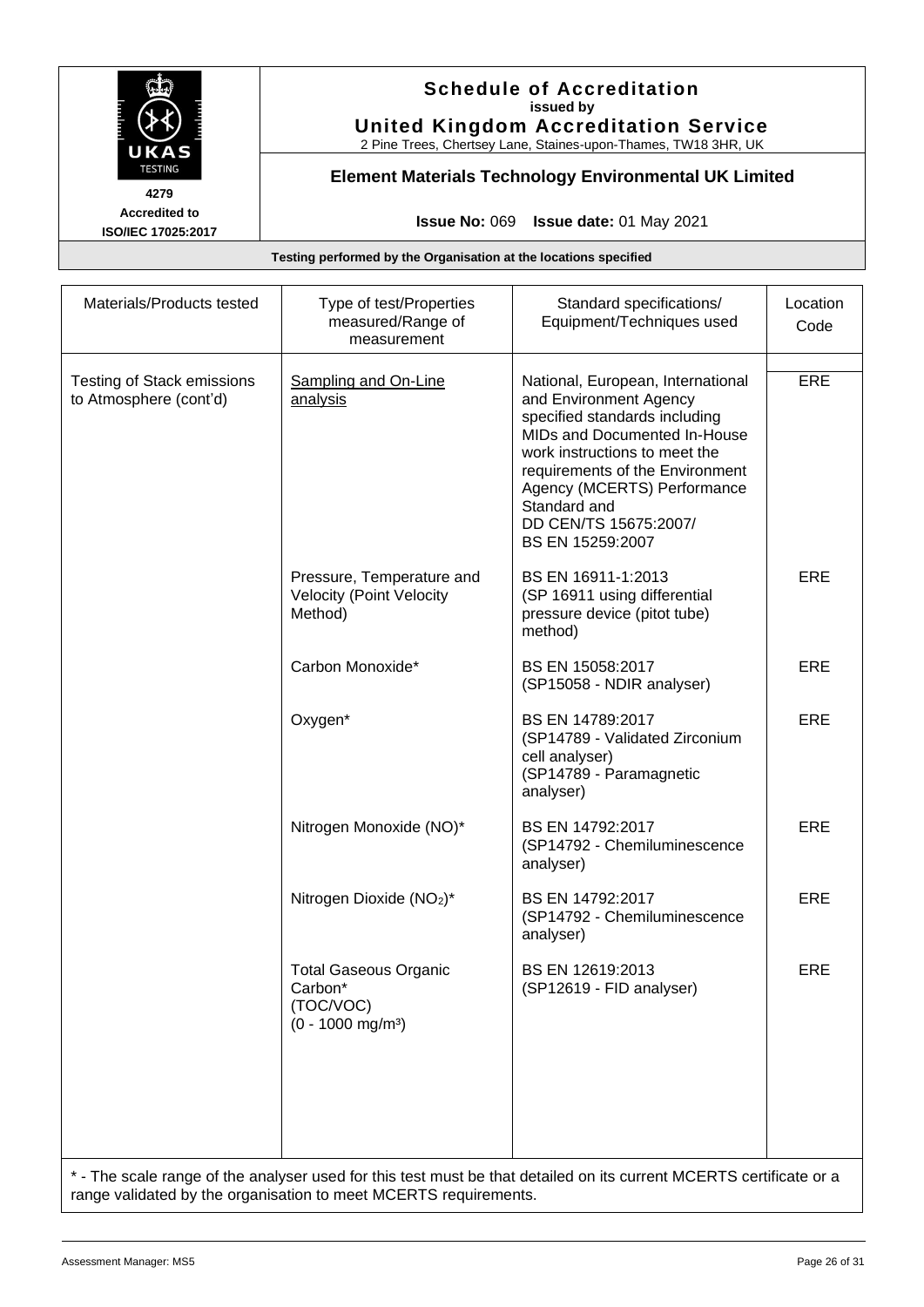# Schedule of Accreditation
**issued by**
**United Kingdom Accreditation Service**

2 Pine Trees, Chertsey Lane, Staines-upon-Thames, TW18 3HR, UK

4279
Accredited to
ISO/IEC 17025:2017

## Element Materials Technology Environmental UK Limited

**Issue No:** 069 **Issue date:** 01 May 2021

**Testing performed by the Organisation at the locations specified**

| Materials/Products tested | Type of test/Properties measured/Range of measurement | Standard specifications/ Equipment/Techniques used | Location Code |
|---|---|---|---|
| Testing of Stack emissions to Atmosphere (cont'd) | <u>Sampling and On-Line analysis</u> | National, European, International and Environment Agency specified standards including MIDs and Documented In-House work instructions to meet the requirements of the Environment Agency (MCERTS) Performance Standard and DD CEN/TS 15675:2007/ BS EN 15259:2007 | ERE |
| | Pressure, Temperature and Velocity (Point Velocity Method) | BS EN 16911-1:2013 (SP 16911 using differential pressure device (pitot tube) method) | ERE |
| | Carbon Monoxide* | BS EN 15058:2017 (SP15058 - NDIR analyser) | ERE |
| | Oxygen* | BS EN 14789:2017 (SP14789 - Validated Zirconium cell analyser) (SP14789 - Paramagnetic analyser) | ERE |
| | Nitrogen Monoxide (NO)* | BS EN 14792:2017 (SP14792 - Chemiluminescence analyser) | ERE |
| | Nitrogen Dioxide ($NO_2$)* | BS EN 14792:2017 (SP14792 - Chemiluminescence analyser) | ERE |
| | Total Gaseous Organic Carbon* (TOC/VOC) (0 - 1000 mg/m³) | BS EN 12619:2013 (SP12619 - FID analyser) | ERE |

* - The scale range of the analyser used for this test must be that detailed on its current MCERTS certificate or a range validated by the organisation to meet MCERTS requirements.

Assessment Manager: MS5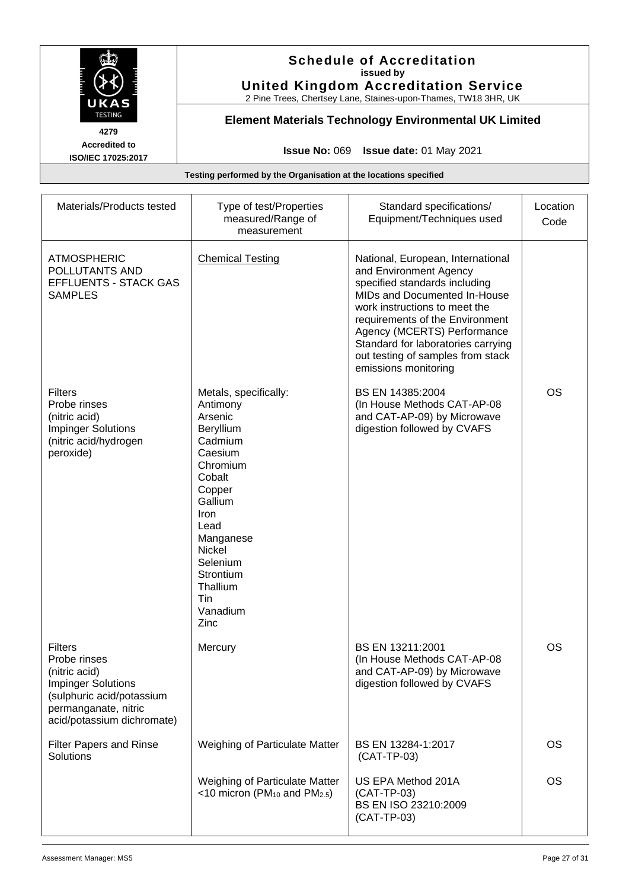# Schedule of Accreditation

issued by

**United Kingdom Accreditation Service**

2 Pine Trees, Chertsey Lane, Staines-upon-Thames, TW18 3HR, UK

4279

Accredited to ISO/IEC 17025:2017

## Element Materials Technology Environmental UK Limited

**Issue No:** 069 **Issue date:** 01 May 2021

Testing performed by the Organisation at the locations specified

| Materials/Products tested | Type of test/Properties measured/Range of measurement | Standard specifications/ Equipment/Techniques used | Location Code |
|---|---|---|---|
| ATMOSPHERIC POLLUTANTS AND EFFLUENTS - STACK GAS SAMPLES | Chemical Testing | National, European, International and Environment Agency specified standards including MIDs and Documented In-House work instructions to meet the requirements of the Environment Agency (MCERTS) Performance Standard for laboratories carrying out testing of samples from stack emissions monitoring | |
| Filters<br>Probe rinses<br>(nitric acid)<br>Impinger Solutions<br>(nitric acid/hydrogen peroxide) | Metals, specifically:<br>Antimony<br>Arsenic<br>Beryllium<br>Cadmium<br>Caesium<br>Chromium<br>Cobalt<br>Copper<br>Gallium<br>Iron<br>Lead<br>Manganese<br>Nickel<br>Selenium<br>Strontium<br>Thallium<br>Tin<br>Vanadium<br>Zinc | BS EN 14385:2004<br>(In House Methods CAT-AP-08 and CAT-AP-09) by Microwave digestion followed by CVAFS | OS |
| Filters<br>Probe rinses<br>(nitric acid)<br>Impinger Solutions<br>(sulphuric acid/potassium permanganate, nitric acid/potassium dichromate) | Mercury | BS EN 13211:2001<br>(In House Methods CAT-AP-08 and CAT-AP-09) by Microwave digestion followed by CVAFS | OS |
| Filter Papers and Rinse Solutions | Weighing of Particulate Matter | BS EN 13284-1:2017<br>(CAT-TP-03) | OS |
| | Weighing of Particulate Matter <10 micron ($PM_{10}$ and $PM_{2.5}$) | US EPA Method 201A<br>(CAT-TP-03)<br>BS EN ISO 23210:2009<br>(CAT-TP-03) | OS |

Assessment Manager: MS5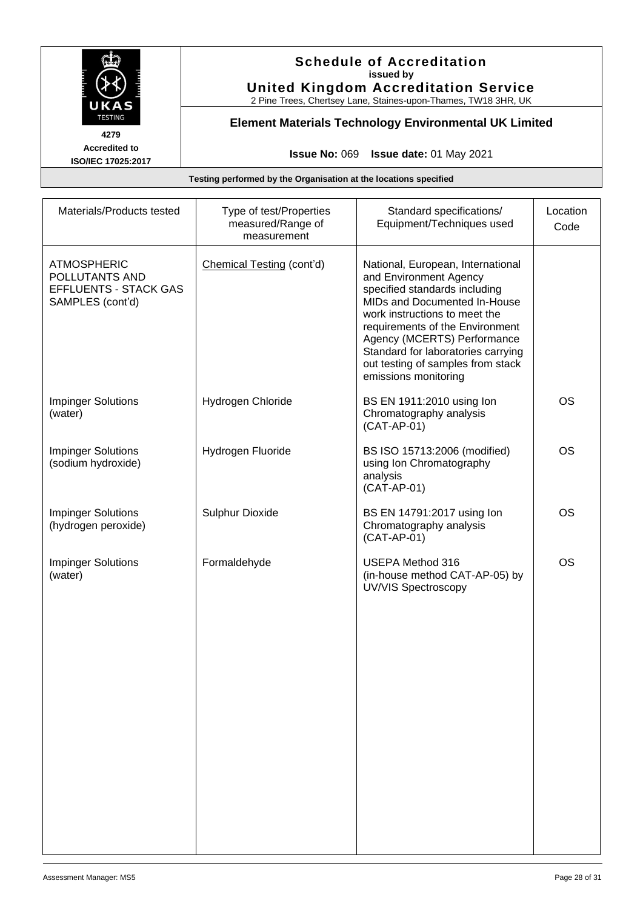**Schedule of Accreditation**
**issued by**
**United Kingdom Accreditation Service**
2 Pine Trees, Chertsey Lane, Staines-upon-Thames, TW18 3HR, UK

4279
**Accredited to ISO/IEC 17025:2017**

**Element Materials Technology Environmental UK Limited**

**Issue No:** 069 **Issue date:** 01 May 2021

**Testing performed by the Organisation at the locations specified**

| Materials/Products tested | Type of test/Properties measured/Range of measurement | Standard specifications/ Equipment/Techniques used | Location Code |
|---|---|---|---|
| ATMOSPHERIC POLLUTANTS AND EFFLUENTS - STACK GAS SAMPLES (cont'd) | Chemical Testing (cont'd) | National, European, International and Environment Agency specified standards including MIDs and Documented In-House work instructions to meet the requirements of the Environment Agency (MCERTS) Performance Standard for laboratories carrying out testing of samples from stack emissions monitoring | |
| Impinger Solutions (water) | Hydrogen Chloride | BS EN 1911:2010 using Ion Chromatography analysis (CAT-AP-01) | OS |
| Impinger Solutions (sodium hydroxide) | Hydrogen Fluoride | BS ISO 15713:2006 (modified) using Ion Chromatography analysis (CAT-AP-01) | OS |
| Impinger Solutions (hydrogen peroxide) | Sulphur Dioxide | BS EN 14791:2017 using Ion Chromatography analysis (CAT-AP-01) | OS |
| Impinger Solutions (water) | Formaldehyde | USEPA Method 316 (in-house method CAT-AP-05) by UV/VIS Spectroscopy | OS |

Assessment Manager: MS5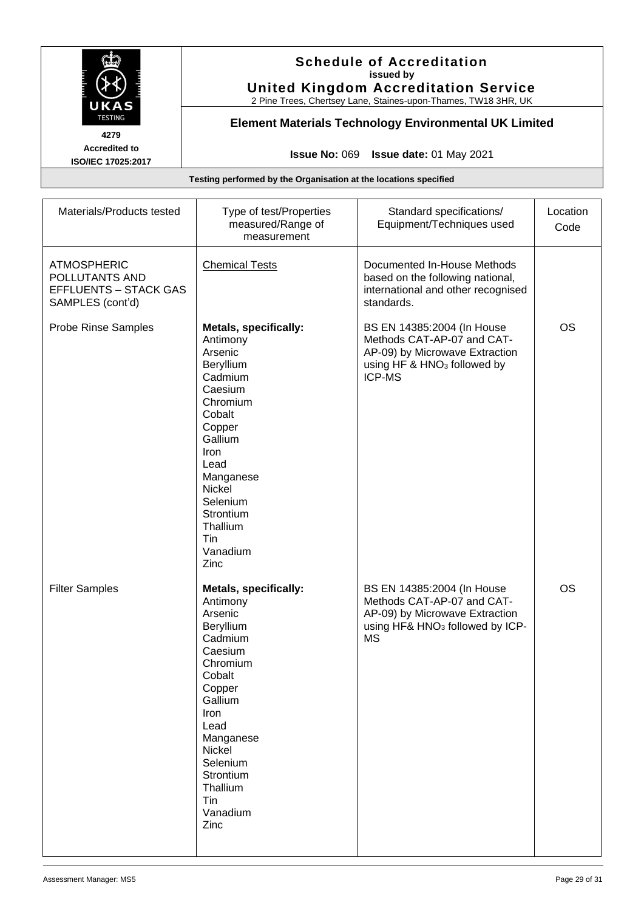# Schedule of Accreditation
issued by
**United Kingdom Accreditation Service**
2 Pine Trees, Chertsey Lane, Staines-upon-Thames, TW18 3HR, UK

4279
Accredited to
ISO/IEC 17025:2017

## Element Materials Technology Environmental UK Limited

**Issue No:** 069 **Issue date:** 01 May 2021

**Testing performed by the Organisation at the locations specified**

| Materials/Products tested | Type of test/Properties measured/Range of measurement | Standard specifications/ Equipment/Techniques used | Location Code |
|---|---|---|---|
| ATMOSPHERIC POLLUTANTS AND EFFLUENTS – STACK GAS SAMPLES (cont'd) | Chemical Tests | Documented In-House Methods based on the following national, international and other recognised standards. | |
| Probe Rinse Samples | **Metals, specifically:**<br>Antimony<br>Arsenic<br>Beryllium<br>Cadmium<br>Caesium<br>Chromium<br>Cobalt<br>Copper<br>Gallium<br>Iron<br>Lead<br>Manganese<br>Nickel<br>Selenium<br>Strontium<br>Thallium<br>Tin<br>Vanadium<br>Zinc | BS EN 14385:2004 (In House Methods CAT-AP-07 and CAT-AP-09) by Microwave Extraction using HF & $HNO_3$ followed by ICP-MS | OS |
| Filter Samples | **Metals, specifically:**<br>Antimony<br>Arsenic<br>Beryllium<br>Cadmium<br>Caesium<br>Chromium<br>Cobalt<br>Copper<br>Gallium<br>Iron<br>Lead<br>Manganese<br>Nickel<br>Selenium<br>Strontium<br>Thallium<br>Tin<br>Vanadium<br>Zinc | BS EN 14385:2004 (In House Methods CAT-AP-07 and CAT-AP-09) by Microwave Extraction using HF& $HNO_3$ followed by ICP-MS | OS |

Assessment Manager: MS5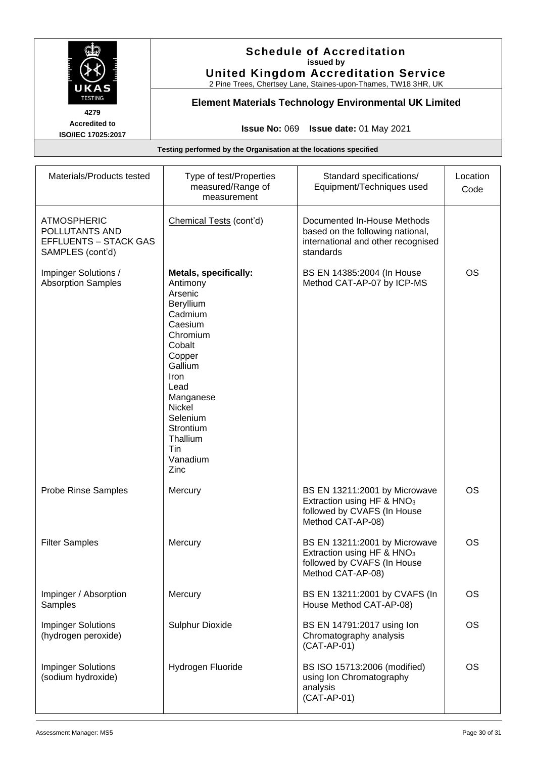# Schedule of Accreditation

**issued by**

**United Kingdom Accreditation Service**

2 Pine Trees, Chertsey Lane, Staines-upon-Thames, TW18 3HR, UK

**4279**

**Accredited to ISO/IEC 17025:2017**

## Element Materials Technology Environmental UK Limited

**Issue No:** 069 **Issue date:** 01 May 2021

**Testing performed by the Organisation at the locations specified**

| Materials/Products tested | Type of test/Properties measured/Range of measurement | Standard specifications/ Equipment/Techniques used | Location Code |
|---|---|---|---|
| ATMOSPHERIC POLLUTANTS AND EFFLUENTS – STACK GAS SAMPLES (cont'd) | Chemical Tests (cont'd) | Documented In-House Methods based on the following national, international and other recognised standards | |
| Impinger Solutions / Absorption Samples | **Metals, specifically:** Antimony, Arsenic, Beryllium, Cadmium, Caesium, Chromium, Cobalt, Copper, Gallium, Iron, Lead, Manganese, Nickel, Selenium, Strontium, Thallium, Tin, Vanadium, Zinc | BS EN 14385:2004 (In House Method CAT-AP-07 by ICP-MS | OS |
| Probe Rinse Samples | Mercury | BS EN 13211:2001 by Microwave Extraction using HF & $HNO_3$ followed by CVAFS (In House Method CAT-AP-08) | OS |
| Filter Samples | Mercury | BS EN 13211:2001 by Microwave Extraction using HF & $HNO_3$ followed by CVAFS (In House Method CAT-AP-08) | OS |
| Impinger / Absorption Samples | Mercury | BS EN 13211:2001 by CVAFS (In House Method CAT-AP-08) | OS |
| Impinger Solutions (hydrogen peroxide) | Sulphur Dioxide | BS EN 14791:2017 using Ion Chromatography analysis (CAT-AP-01) | OS |
| Impinger Solutions (sodium hydroxide) | Hydrogen Fluoride | BS ISO 15713:2006 (modified) using Ion Chromatography analysis (CAT-AP-01) | OS |

Assessment Manager: MS5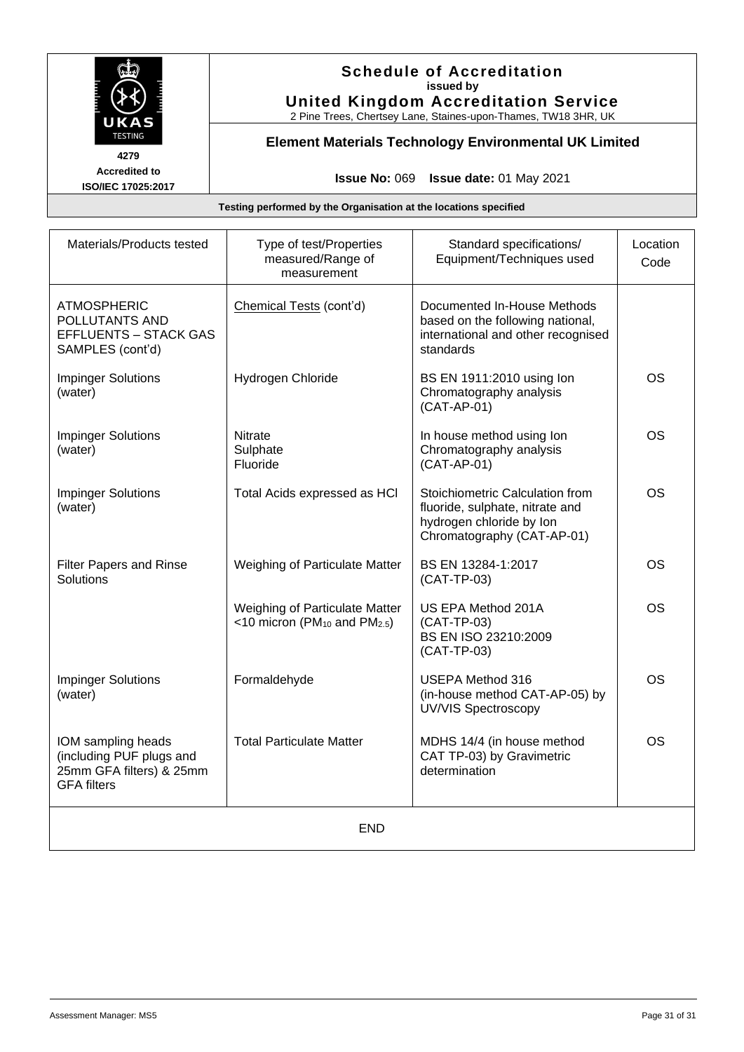# Schedule of Accreditation

issued by

**United Kingdom Accreditation Service**

2 Pine Trees, Chertsey Lane, Staines-upon-Thames, TW18 3HR, UK

4279

Accredited to ISO/IEC 17025:2017

## Element Materials Technology Environmental UK Limited

**Issue No:** 069 **Issue date:** 01 May 2021

**Testing performed by the Organisation at the locations specified**

| Materials/Products tested | Type of test/Properties measured/Range of measurement | Standard specifications/ Equipment/Techniques used | Location Code |
|---|---|---|---|
| ATMOSPHERIC POLLUTANTS AND EFFLUENTS – STACK GAS SAMPLES (cont'd) | Chemical Tests (cont'd) | Documented In-House Methods based on the following national, international and other recognised standards | |
| Impinger Solutions (water) | Hydrogen Chloride | BS EN 1911:2010 using Ion Chromatography analysis (CAT-AP-01) | OS |
| Impinger Solutions (water) | Nitrate<br>Sulphate<br>Fluoride | In house method using Ion Chromatography analysis (CAT-AP-01) | OS |
| Impinger Solutions (water) | Total Acids expressed as HCl | Stoichiometric Calculation from fluoride, sulphate, nitrate and hydrogen chloride by Ion Chromatography (CAT-AP-01) | OS |
| Filter Papers and Rinse Solutions | Weighing of Particulate Matter | BS EN 13284-1:2017 (CAT-TP-03) | OS |
| | Weighing of Particulate Matter <10 micron ($PM_{10}$ and $PM_{2.5}$) | US EPA Method 201A (CAT-TP-03)<br>BS EN ISO 23210:2009 (CAT-TP-03) | OS |
| Impinger Solutions (water) | Formaldehyde | USEPA Method 316 (in-house method CAT-AP-05) by UV/VIS Spectroscopy | OS |
| IOM sampling heads (including PUF plugs and 25mm GFA filters) & 25mm GFA filters | Total Particulate Matter | MDHS 14/4 (in house method CAT TP-03) by Gravimetric determination | OS |

END

Assessment Manager: MS5